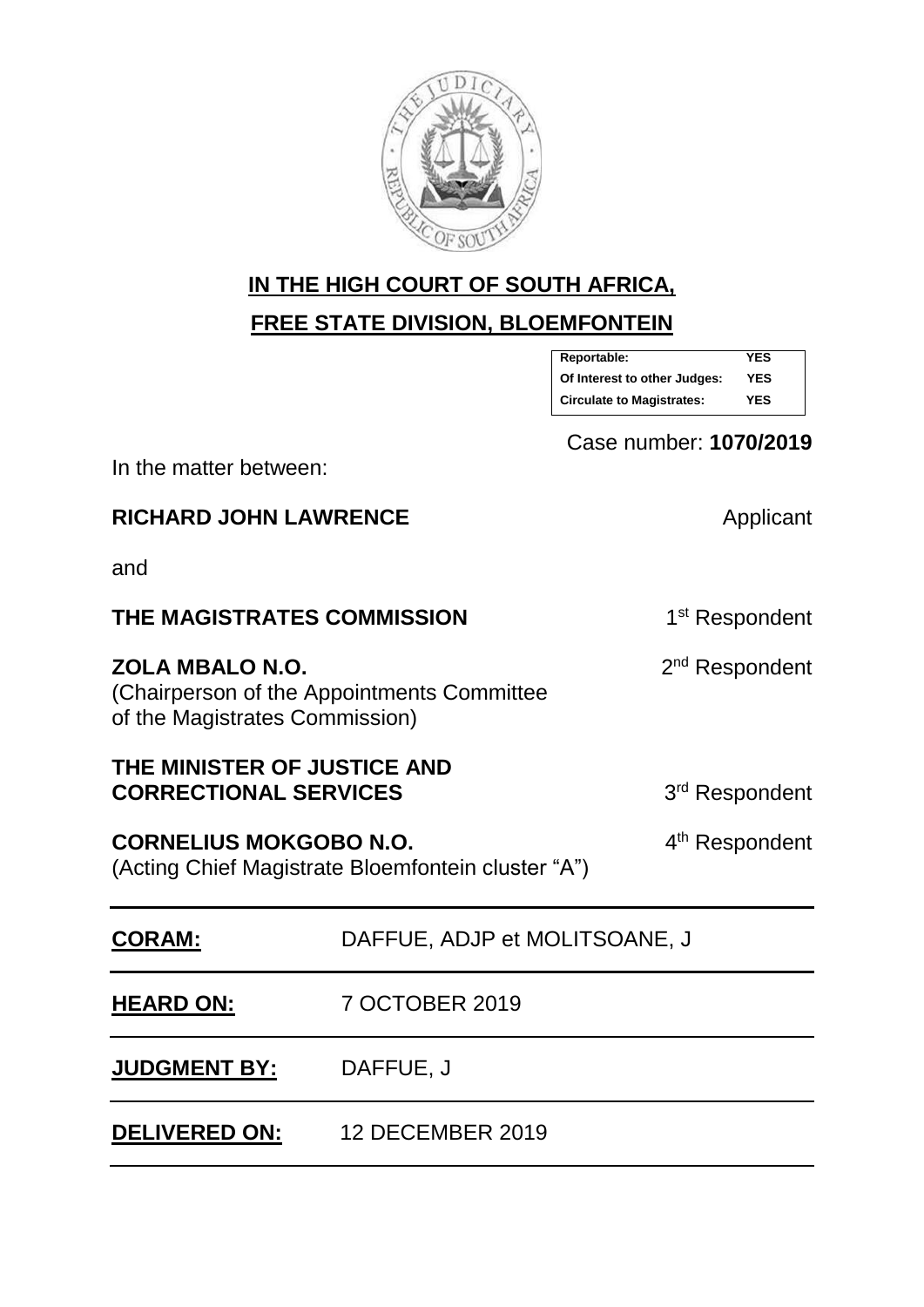**IN THE HIGH COURT OF SOUTH AFRICA,**

**FREE STATE DIVISION, BLOEMFONTEIN**

| | |
|---|---|
| **Reportable:** | **YES** |
| **Of Interest to other Judges:** | **YES** |
| **Circulate to Magistrates:** | **YES** |

Case number: **1070/2019**

In the matter between:

**RICHARD JOHN LAWRENCE** Applicant

and

**THE MAGISTRATES COMMISSION** 1st Respondent

**ZOLA MBALO N.O.** 2nd Respondent
(Chairperson of the Appointments Committee of the Magistrates Commission)

**THE MINISTER OF JUSTICE AND CORRECTIONAL SERVICES** 3rd Respondent

**CORNELIUS MOKGOBO N.O.** 4th Respondent
(Acting Chief Magistrate Bloemfontein cluster "A")

| | |
|---|---|
| **CORAM:** | DAFFUE, ADJP et MOLITSOANE, J |
| **HEARD ON:** | 7 OCTOBER 2019 |
| **JUDGMENT BY:** | DAFFUE, J |
| **DELIVERED ON:** | 12 DECEMBER 2019 |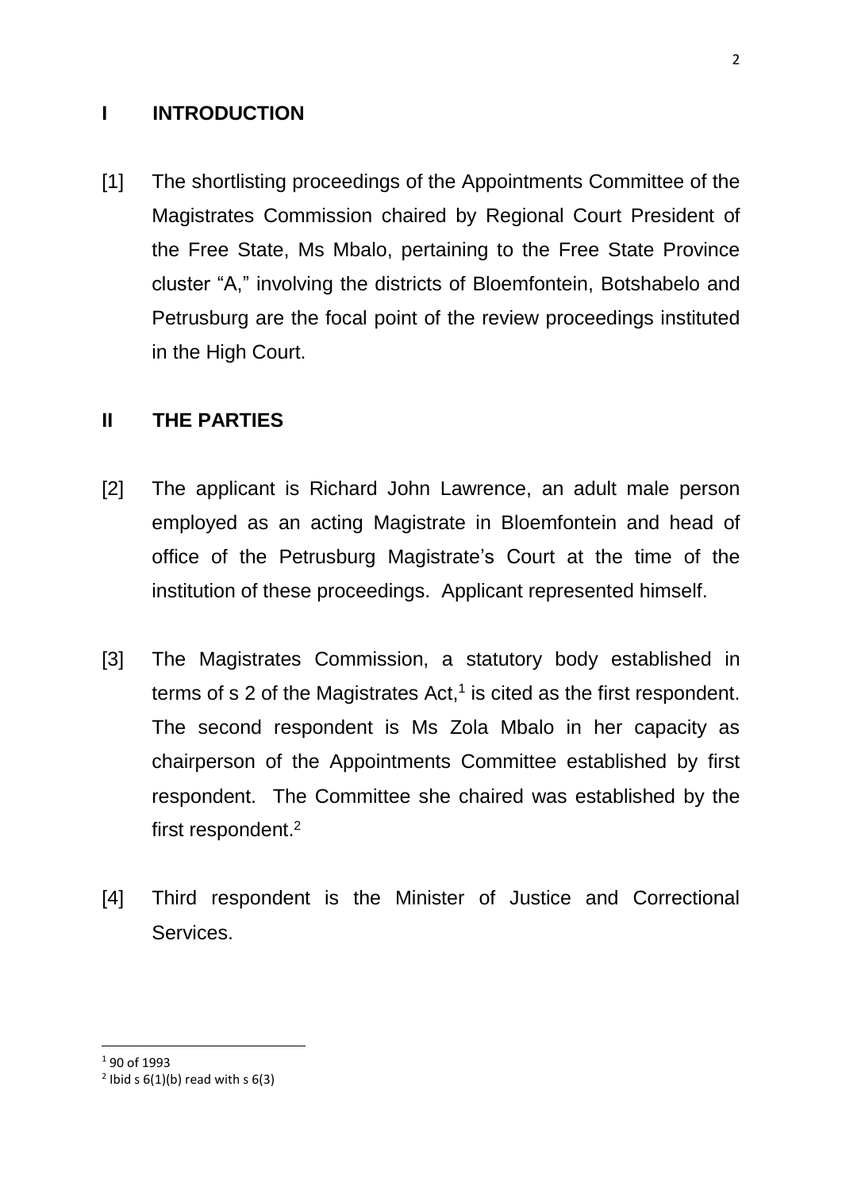## I INTRODUCTION

[1] The shortlisting proceedings of the Appointments Committee of the Magistrates Commission chaired by Regional Court President of the Free State, Ms Mbalo, pertaining to the Free State Province cluster "A," involving the districts of Bloemfontein, Botshabelo and Petrusburg are the focal point of the review proceedings instituted in the High Court.

## II THE PARTIES

[2] The applicant is Richard John Lawrence, an adult male person employed as an acting Magistrate in Bloemfontein and head of office of the Petrusburg Magistrate's Court at the time of the institution of these proceedings. Applicant represented himself.

[3] The Magistrates Commission, a statutory body established in terms of s 2 of the Magistrates Act,[1] is cited as the first respondent. The second respondent is Ms Zola Mbalo in her capacity as chairperson of the Appointments Committee established by first respondent. The Committee she chaired was established by the first respondent.[2]

[4] Third respondent is the Minister of Justice and Correctional Services.

---

[1] 90 of 1993

[2] Ibid s 6(1)(b) read with s 6(3)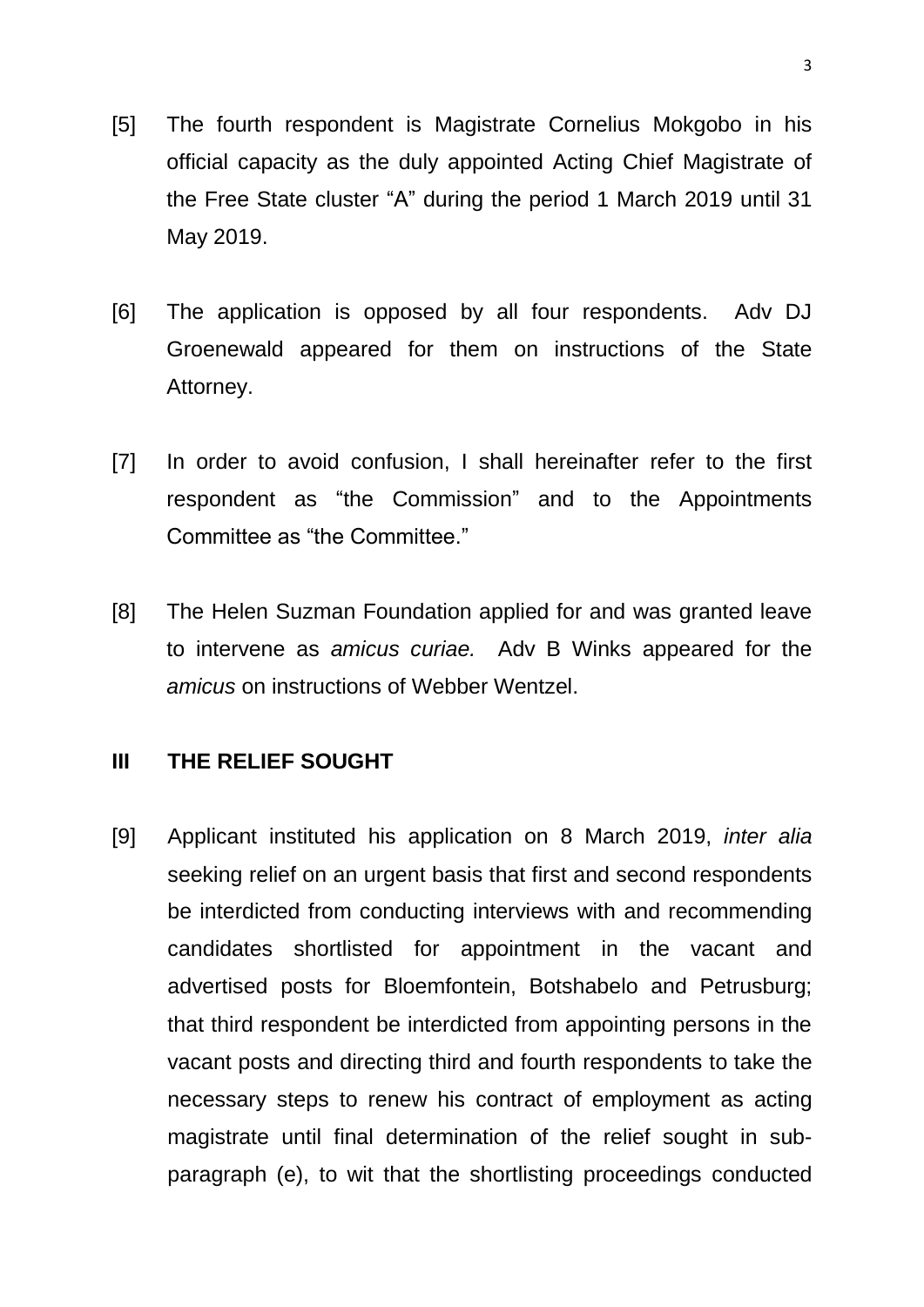[5] The fourth respondent is Magistrate Cornelius Mokgobo in his official capacity as the duly appointed Acting Chief Magistrate of the Free State cluster "A" during the period 1 March 2019 until 31 May 2019.

[6] The application is opposed by all four respondents. Adv DJ Groenewald appeared for them on instructions of the State Attorney.

[7] In order to avoid confusion, I shall hereinafter refer to the first respondent as "the Commission" and to the Appointments Committee as "the Committee."

[8] The Helen Suzman Foundation applied for and was granted leave to intervene as *amicus curiae.* Adv B Winks appeared for the *amicus* on instructions of Webber Wentzel.

## III THE RELIEF SOUGHT

[9] Applicant instituted his application on 8 March 2019, *inter alia* seeking relief on an urgent basis that first and second respondents be interdicted from conducting interviews with and recommending candidates shortlisted for appointment in the vacant and advertised posts for Bloemfontein, Botshabelo and Petrusburg; that third respondent be interdicted from appointing persons in the vacant posts and directing third and fourth respondents to take the necessary steps to renew his contract of employment as acting magistrate until final determination of the relief sought in sub-paragraph (e), to wit that the shortlisting proceedings conducted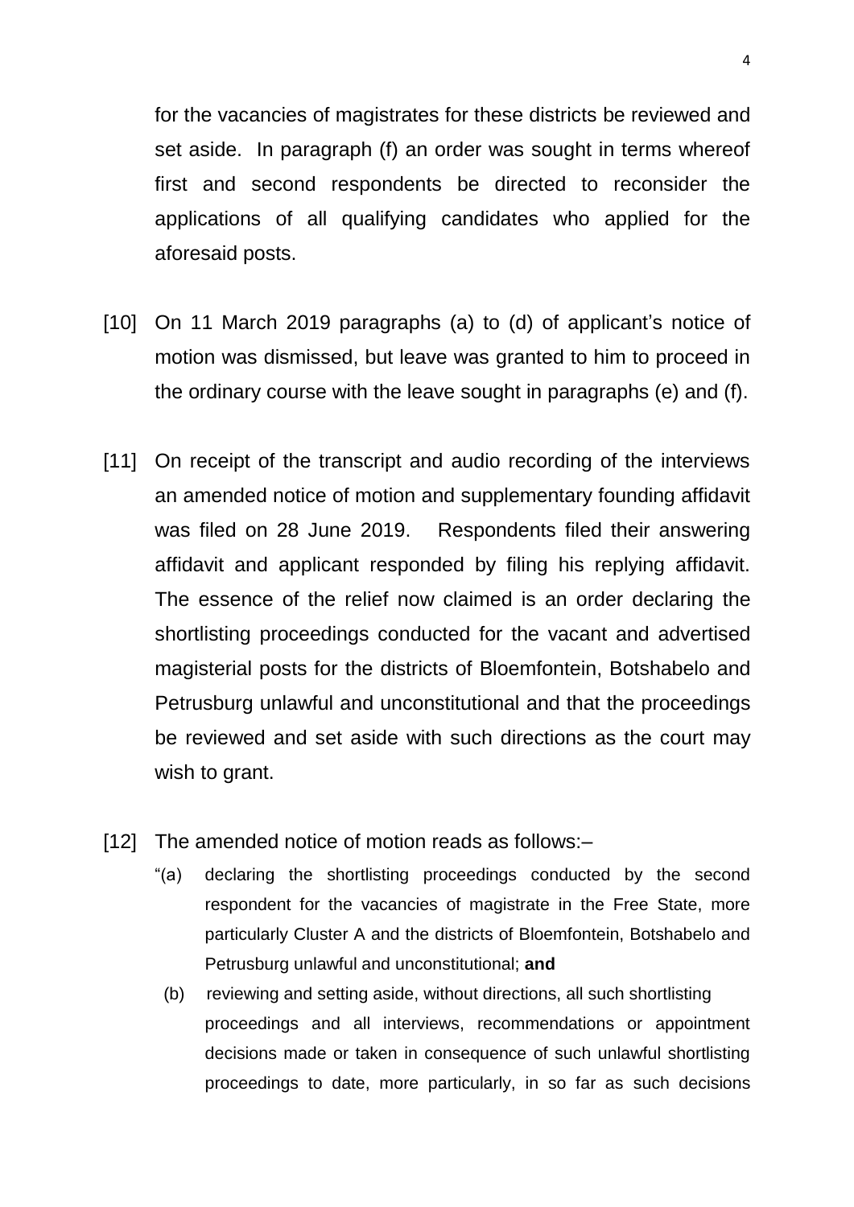for the vacancies of magistrates for these districts be reviewed and set aside. In paragraph (f) an order was sought in terms whereof first and second respondents be directed to reconsider the applications of all qualifying candidates who applied for the aforesaid posts.

[10] On 11 March 2019 paragraphs (a) to (d) of applicant's notice of motion was dismissed, but leave was granted to him to proceed in the ordinary course with the leave sought in paragraphs (e) and (f).

[11] On receipt of the transcript and audio recording of the interviews an amended notice of motion and supplementary founding affidavit was filed on 28 June 2019. Respondents filed their answering affidavit and applicant responded by filing his replying affidavit. The essence of the relief now claimed is an order declaring the shortlisting proceedings conducted for the vacant and advertised magisterial posts for the districts of Bloemfontein, Botshabelo and Petrusburg unlawful and unconstitutional and that the proceedings be reviewed and set aside with such directions as the court may wish to grant.

[12] The amended notice of motion reads as follows:–

> "(a) declaring the shortlisting proceedings conducted by the second respondent for the vacancies of magistrate in the Free State, more particularly Cluster A and the districts of Bloemfontein, Botshabelo and Petrusburg unlawful and unconstitutional; **and**
>
> (b) reviewing and setting aside, without directions, all such shortlisting proceedings and all interviews, recommendations or appointment decisions made or taken in consequence of such unlawful shortlisting proceedings to date, more particularly, in so far as such decisions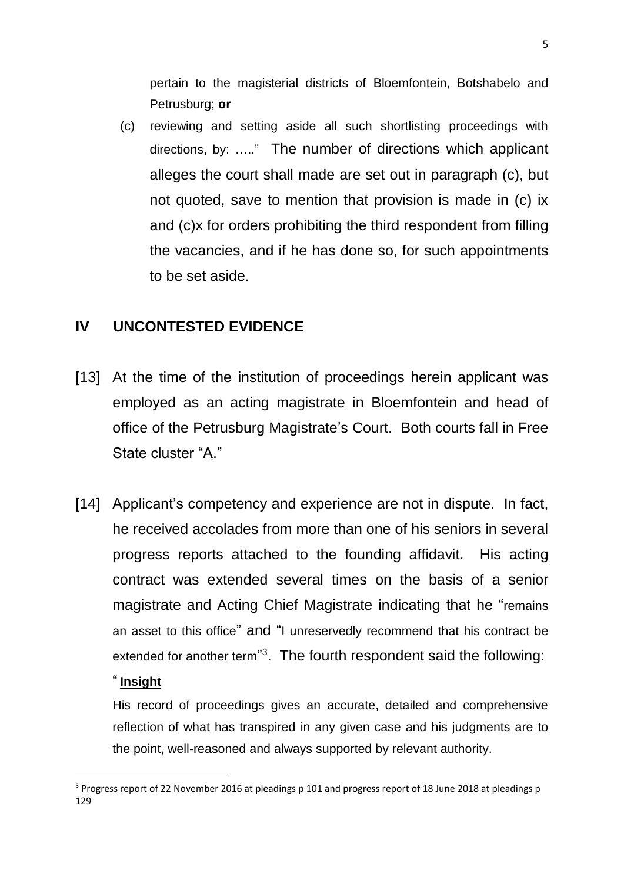pertain to the magisterial districts of Bloemfontein, Botshabelo and Petrusburg; **or**

(c) reviewing and setting aside all such shortlisting proceedings with directions, by: ….." The number of directions which applicant alleges the court shall made are set out in paragraph (c), but not quoted, save to mention that provision is made in (c) ix and (c)x for orders prohibiting the third respondent from filling the vacancies, and if he has done so, for such appointments to be set aside.

## IV UNCONTESTED EVIDENCE

[13] At the time of the institution of proceedings herein applicant was employed as an acting magistrate in Bloemfontein and head of office of the Petrusburg Magistrate's Court. Both courts fall in Free State cluster "A."

[14] Applicant's competency and experience are not in dispute. In fact, he received accolades from more than one of his seniors in several progress reports attached to the founding affidavit. His acting contract was extended several times on the basis of a senior magistrate and Acting Chief Magistrate indicating that he "remains an asset to this office" and "I unreservedly recommend that his contract be extended for another term"[3]. The fourth respondent said the following:

" **Insight**

His record of proceedings gives an accurate, detailed and comprehensive reflection of what has transpired in any given case and his judgments are to the point, well-reasoned and always supported by relevant authority.

---

[3] Progress report of 22 November 2016 at pleadings p 101 and progress report of 18 June 2018 at pleadings p 129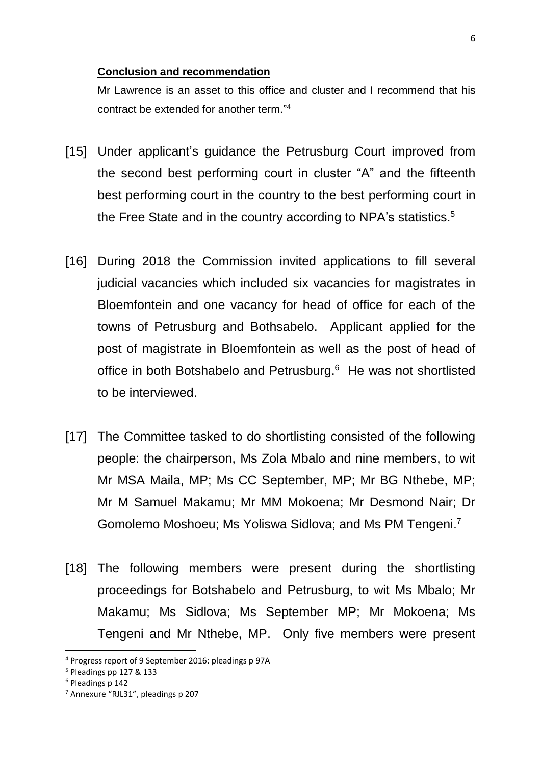**Conclusion and recommendation**

Mr Lawrence is an asset to this office and cluster and I recommend that his contract be extended for another term."[4]

[15] Under applicant's guidance the Petrusburg Court improved from the second best performing court in cluster "A" and the fifteenth best performing court in the country to the best performing court in the Free State and in the country according to NPA's statistics.[5]

[16] During 2018 the Commission invited applications to fill several judicial vacancies which included six vacancies for magistrates in Bloemfontein and one vacancy for head of office for each of the towns of Petrusburg and Bothsabelo. Applicant applied for the post of magistrate in Bloemfontein as well as the post of head of office in both Botshabelo and Petrusburg.[6] He was not shortlisted to be interviewed.

[17] The Committee tasked to do shortlisting consisted of the following people: the chairperson, Ms Zola Mbalo and nine members, to wit Mr MSA Maila, MP; Ms CC September, MP; Mr BG Nthebe, MP; Mr M Samuel Makamu; Mr MM Mokoena; Mr Desmond Nair; Dr Gomolemo Moshoeu; Ms Yoliswa Sidlova; and Ms PM Tengeni.[7]

[18] The following members were present during the shortlisting proceedings for Botshabelo and Petrusburg, to wit Ms Mbalo; Mr Makamu; Ms Sidlova; Ms September MP; Mr Mokoena; Ms Tengeni and Mr Nthebe, MP. Only five members were present

---

[4] Progress report of 9 September 2016: pleadings p 97A

[5] Pleadings pp 127 & 133

[6] Pleadings p 142

[7] Annexure "RJL31", pleadings p 207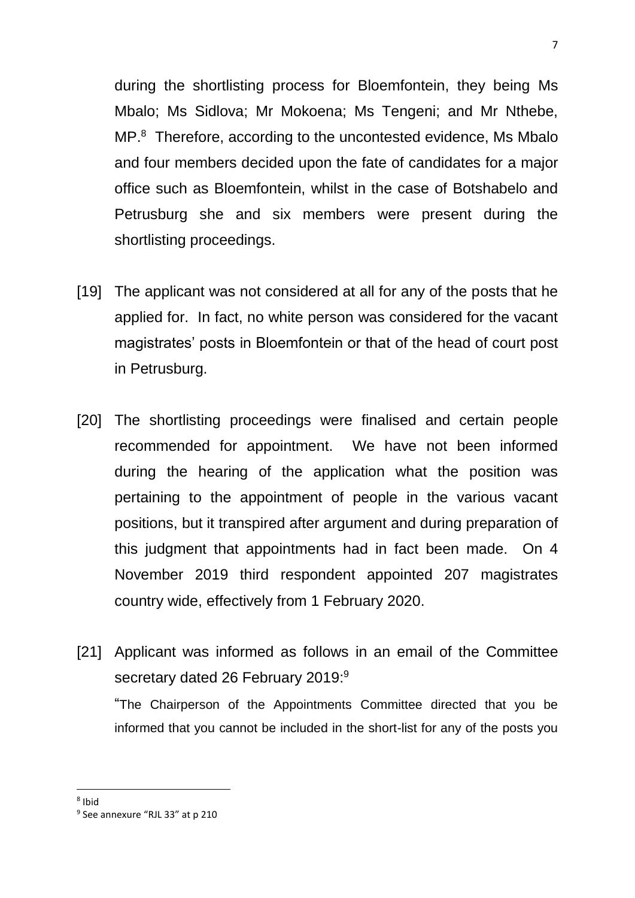during the shortlisting process for Bloemfontein, they being Ms Mbalo; Ms Sidlova; Mr Mokoena; Ms Tengeni; and Mr Nthebe, MP.[8] Therefore, according to the uncontested evidence, Ms Mbalo and four members decided upon the fate of candidates for a major office such as Bloemfontein, whilst in the case of Botshabelo and Petrusburg she and six members were present during the shortlisting proceedings.

[19] The applicant was not considered at all for any of the posts that he applied for. In fact, no white person was considered for the vacant magistrates' posts in Bloemfontein or that of the head of court post in Petrusburg.

[20] The shortlisting proceedings were finalised and certain people recommended for appointment. We have not been informed during the hearing of the application what the position was pertaining to the appointment of people in the various vacant positions, but it transpired after argument and during preparation of this judgment that appointments had in fact been made. On 4 November 2019 third respondent appointed 207 magistrates country wide, effectively from 1 February 2020.

[21] Applicant was informed as follows in an email of the Committee secretary dated 26 February 2019:[9]

"The Chairperson of the Appointments Committee directed that you be informed that you cannot be included in the short-list for any of the posts you

---

[8] Ibid

[9] See annexure "RJL 33" at p 210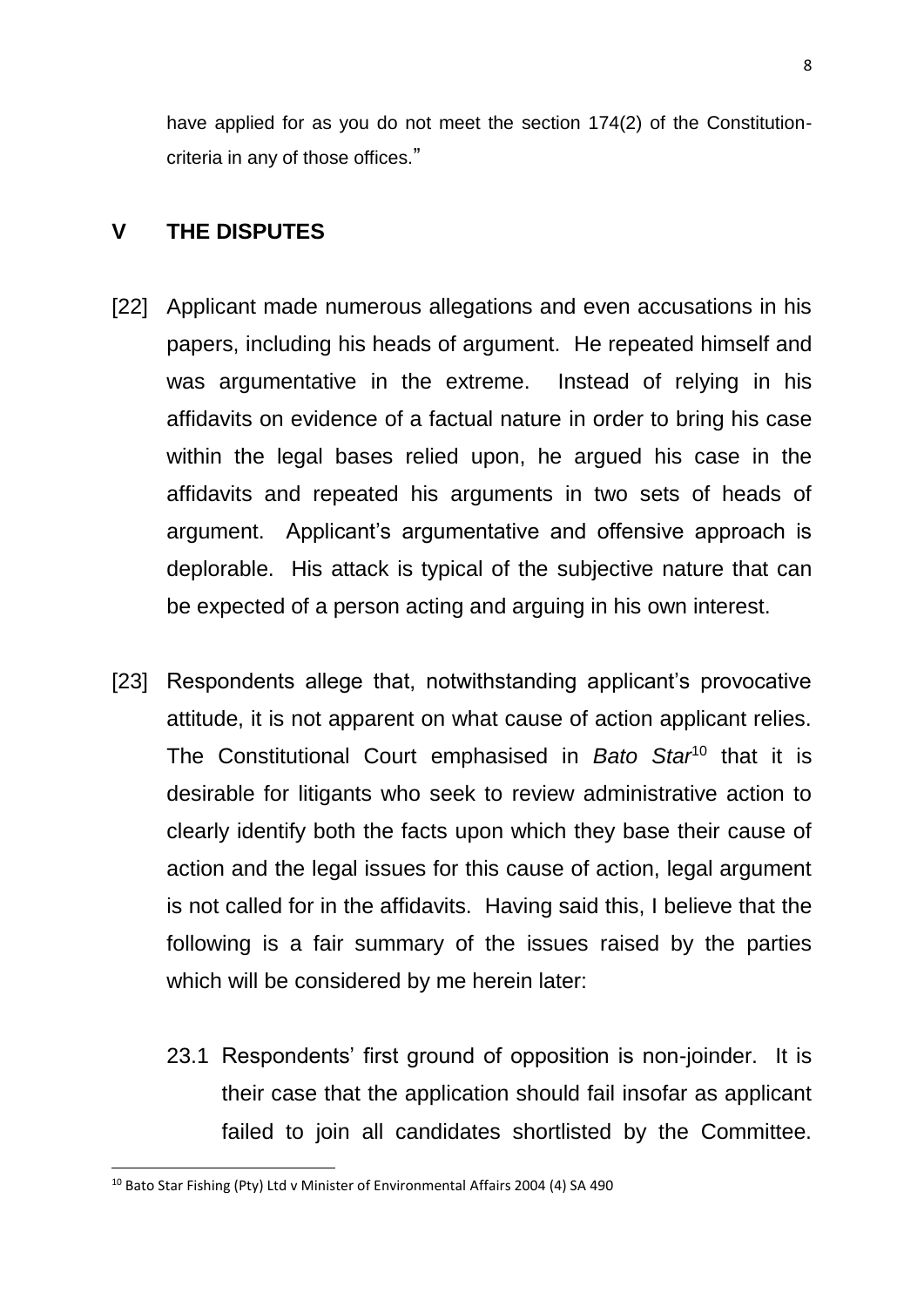have applied for as you do not meet the section 174(2) of the Constitution-criteria in any of those offices."

## V THE DISPUTES

[22] Applicant made numerous allegations and even accusations in his papers, including his heads of argument. He repeated himself and was argumentative in the extreme. Instead of relying in his affidavits on evidence of a factual nature in order to bring his case within the legal bases relied upon, he argued his case in the affidavits and repeated his arguments in two sets of heads of argument. Applicant's argumentative and offensive approach is deplorable. His attack is typical of the subjective nature that can be expected of a person acting and arguing in his own interest.

[23] Respondents allege that, notwithstanding applicant's provocative attitude, it is not apparent on what cause of action applicant relies. The Constitutional Court emphasised in *Bato Star*[10] that it is desirable for litigants who seek to review administrative action to clearly identify both the facts upon which they base their cause of action and the legal issues for this cause of action, legal argument is not called for in the affidavits. Having said this, I believe that the following is a fair summary of the issues raised by the parties which will be considered by me herein later:

23.1 Respondents' first ground of opposition is non-joinder. It is their case that the application should fail insofar as applicant failed to join all candidates shortlisted by the Committee.

---

[10] Bato Star Fishing (Pty) Ltd v Minister of Environmental Affairs 2004 (4) SA 490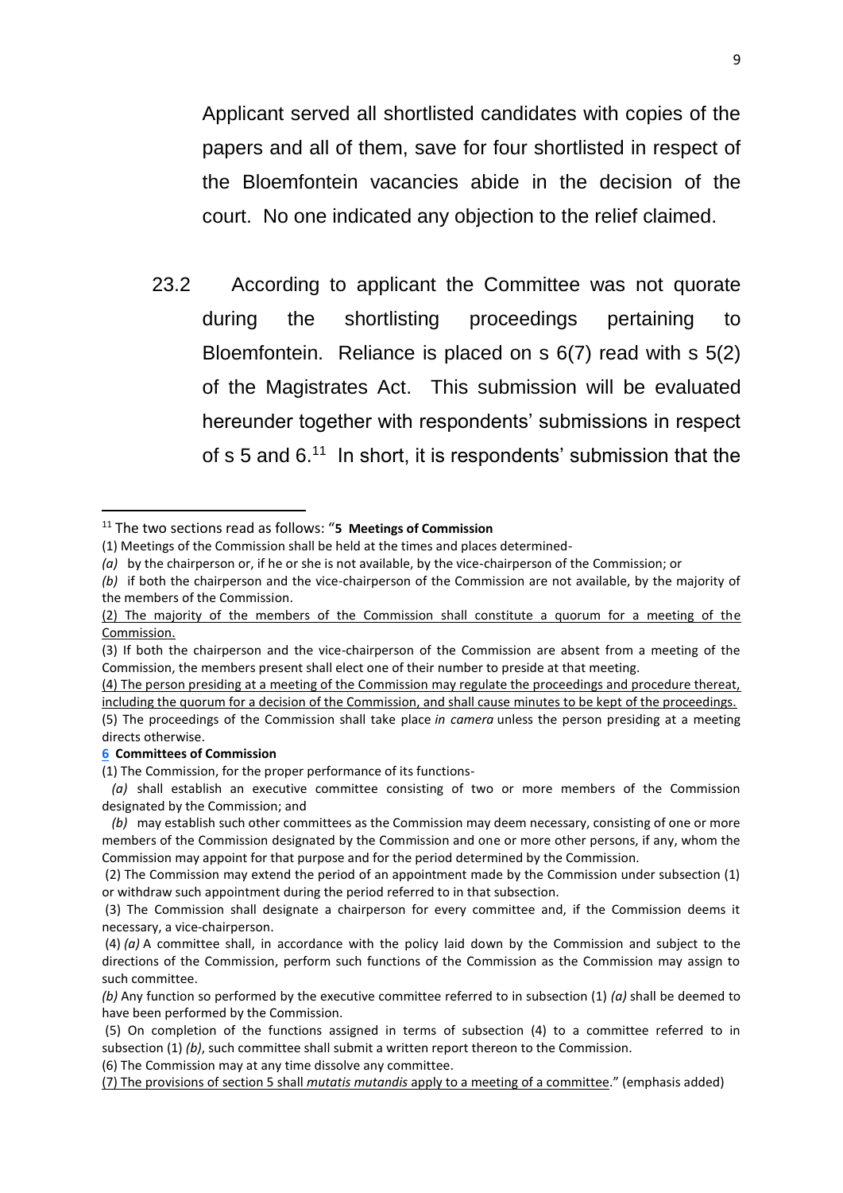Applicant served all shortlisted candidates with copies of the papers and all of them, save for four shortlisted in respect of the Bloemfontein vacancies abide in the decision of the court. No one indicated any objection to the relief claimed.

23.2 According to applicant the Committee was not quorate during the shortlisting proceedings pertaining to Bloemfontein. Reliance is placed on s 6(7) read with s 5(2) of the Magistrates Act. This submission will be evaluated hereunder together with respondents' submissions in respect of s 5 and 6.[11] In short, it is respondents' submission that the

---

[11] The two sections read as follows: "**5 Meetings of Commission**

(1) Meetings of the Commission shall be held at the times and places determined-

*(a)* by the chairperson or, if he or she is not available, by the vice-chairperson of the Commission; or

*(b)* if both the chairperson and the vice-chairperson of the Commission are not available, by the majority of the members of the Commission.

<u>(2) The majority of the members of the Commission shall constitute a quorum for a meeting of the Commission.</u>

(3) If both the chairperson and the vice-chairperson of the Commission are absent from a meeting of the Commission, the members present shall elect one of their number to preside at that meeting.

<u>(4) The person presiding at a meeting of the Commission may regulate the proceedings and procedure thereat, including the quorum for a decision of the Commission, and shall cause minutes to be kept of the proceedings.</u>

(5) The proceedings of the Commission shall take place *in camera* unless the person presiding at a meeting directs otherwise.

**6 Committees of Commission**

(1) The Commission, for the proper performance of its functions-

*(a)* shall establish an executive committee consisting of two or more members of the Commission designated by the Commission; and

*(b)* may establish such other committees as the Commission may deem necessary, consisting of one or more members of the Commission designated by the Commission and one or more other persons, if any, whom the Commission may appoint for that purpose and for the period determined by the Commission.

(2) The Commission may extend the period of an appointment made by the Commission under subsection (1) or withdraw such appointment during the period referred to in that subsection.

(3) The Commission shall designate a chairperson for every committee and, if the Commission deems it necessary, a vice-chairperson.

(4) *(a)* A committee shall, in accordance with the policy laid down by the Commission and subject to the directions of the Commission, perform such functions of the Commission as the Commission may assign to such committee.

*(b)* Any function so performed by the executive committee referred to in subsection (1) *(a)* shall be deemed to have been performed by the Commission.

(5) On completion of the functions assigned in terms of subsection (4) to a committee referred to in subsection (1) *(b)*, such committee shall submit a written report thereon to the Commission.

(6) The Commission may at any time dissolve any committee.

<u>(7) The provisions of section 5 shall *mutatis mutandis* apply to a meeting of a committee.</u>" (emphasis added)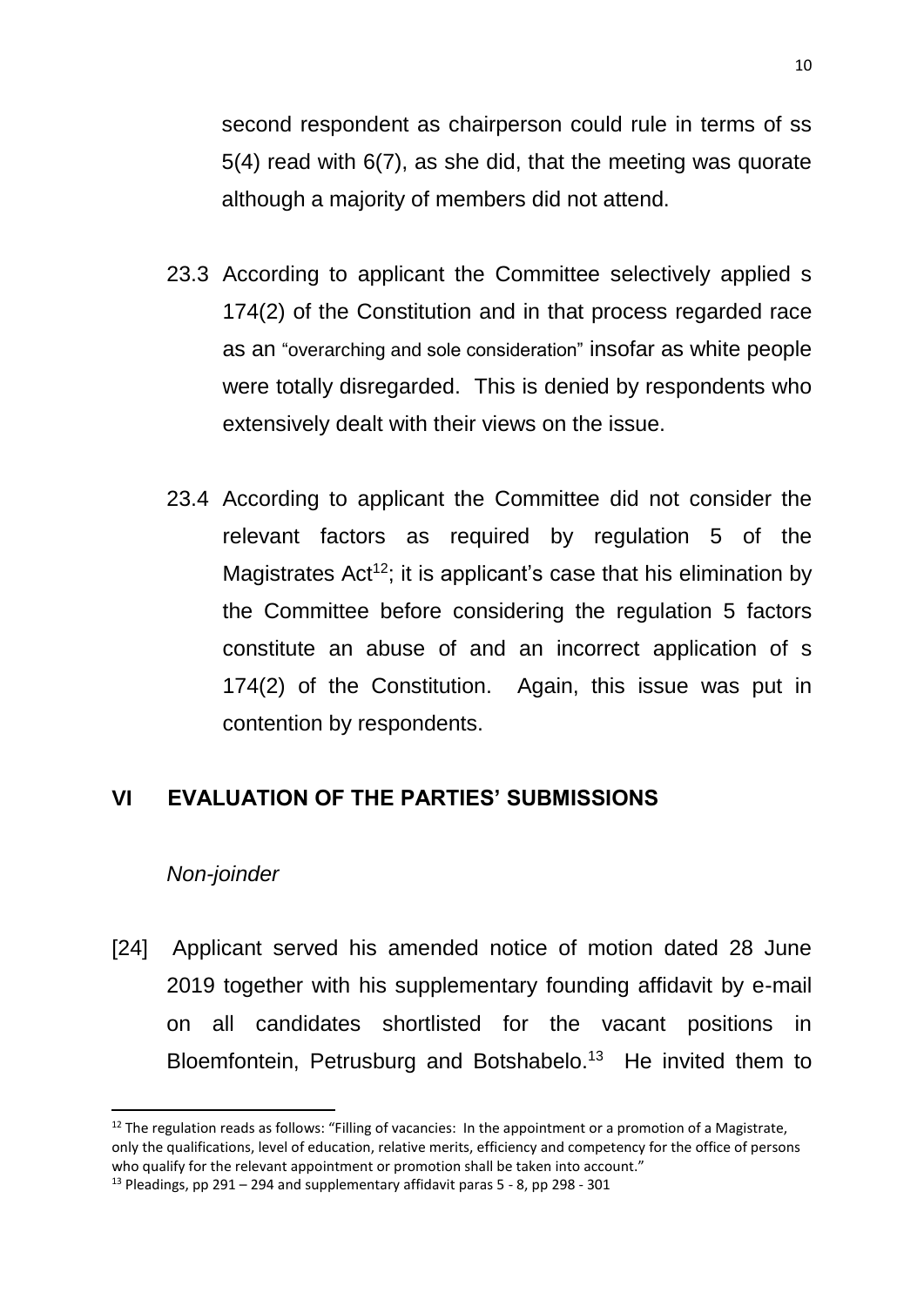second respondent as chairperson could rule in terms of ss 5(4) read with 6(7), as she did, that the meeting was quorate although a majority of members did not attend.

23.3 According to applicant the Committee selectively applied s 174(2) of the Constitution and in that process regarded race as an "overarching and sole consideration" insofar as white people were totally disregarded. This is denied by respondents who extensively dealt with their views on the issue.

23.4 According to applicant the Committee did not consider the relevant factors as required by regulation 5 of the Magistrates Act[12]; it is applicant's case that his elimination by the Committee before considering the regulation 5 factors constitute an abuse of and an incorrect application of s 174(2) of the Constitution. Again, this issue was put in contention by respondents.

## VI EVALUATION OF THE PARTIES' SUBMISSIONS

*Non-joinder*

[24] Applicant served his amended notice of motion dated 28 June 2019 together with his supplementary founding affidavit by e-mail on all candidates shortlisted for the vacant positions in Bloemfontein, Petrusburg and Botshabelo.[13] He invited them to

---

[12] The regulation reads as follows: "Filling of vacancies: In the appointment or a promotion of a Magistrate, only the qualifications, level of education, relative merits, efficiency and competency for the office of persons who qualify for the relevant appointment or promotion shall be taken into account."

[13] Pleadings, pp 291 – 294 and supplementary affidavit paras 5 - 8, pp 298 - 301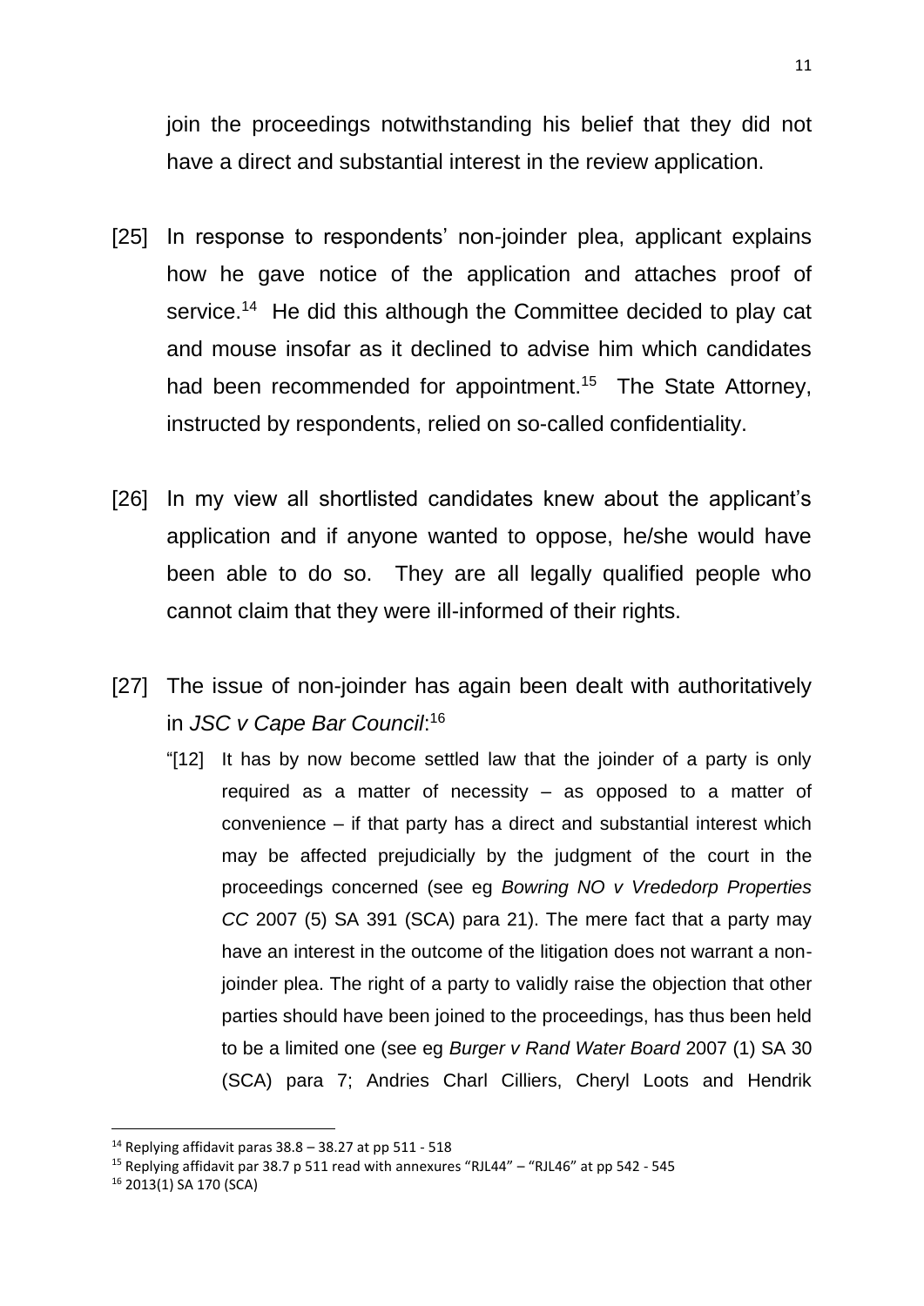join the proceedings notwithstanding his belief that they did not have a direct and substantial interest in the review application.

[25] In response to respondents' non-joinder plea, applicant explains how he gave notice of the application and attaches proof of service.[14] He did this although the Committee decided to play cat and mouse insofar as it declined to advise him which candidates had been recommended for appointment.[15] The State Attorney, instructed by respondents, relied on so-called confidentiality.

[26] In my view all shortlisted candidates knew about the applicant's application and if anyone wanted to oppose, he/she would have been able to do so. They are all legally qualified people who cannot claim that they were ill-informed of their rights.

[27] The issue of non-joinder has again been dealt with authoritatively in *JSC v Cape Bar Council*:[16]

> "[12] It has by now become settled law that the joinder of a party is only required as a matter of necessity – as opposed to a matter of convenience – if that party has a direct and substantial interest which may be affected prejudicially by the judgment of the court in the proceedings concerned (see eg *Bowring NO v Vrededorp Properties CC* 2007 (5) SA 391 (SCA) para 21). The mere fact that a party may have an interest in the outcome of the litigation does not warrant a non-joinder plea. The right of a party to validly raise the objection that other parties should have been joined to the proceedings, has thus been held to be a limited one (see eg *Burger v Rand Water Board* 2007 (1) SA 30 (SCA) para 7; Andries Charl Cilliers, Cheryl Loots and Hendrik

---

[14] Replying affidavit paras 38.8 – 38.27 at pp 511 - 518

[15] Replying affidavit par 38.7 p 511 read with annexures "RJL44" – "RJL46" at pp 542 - 545

[16] 2013(1) SA 170 (SCA)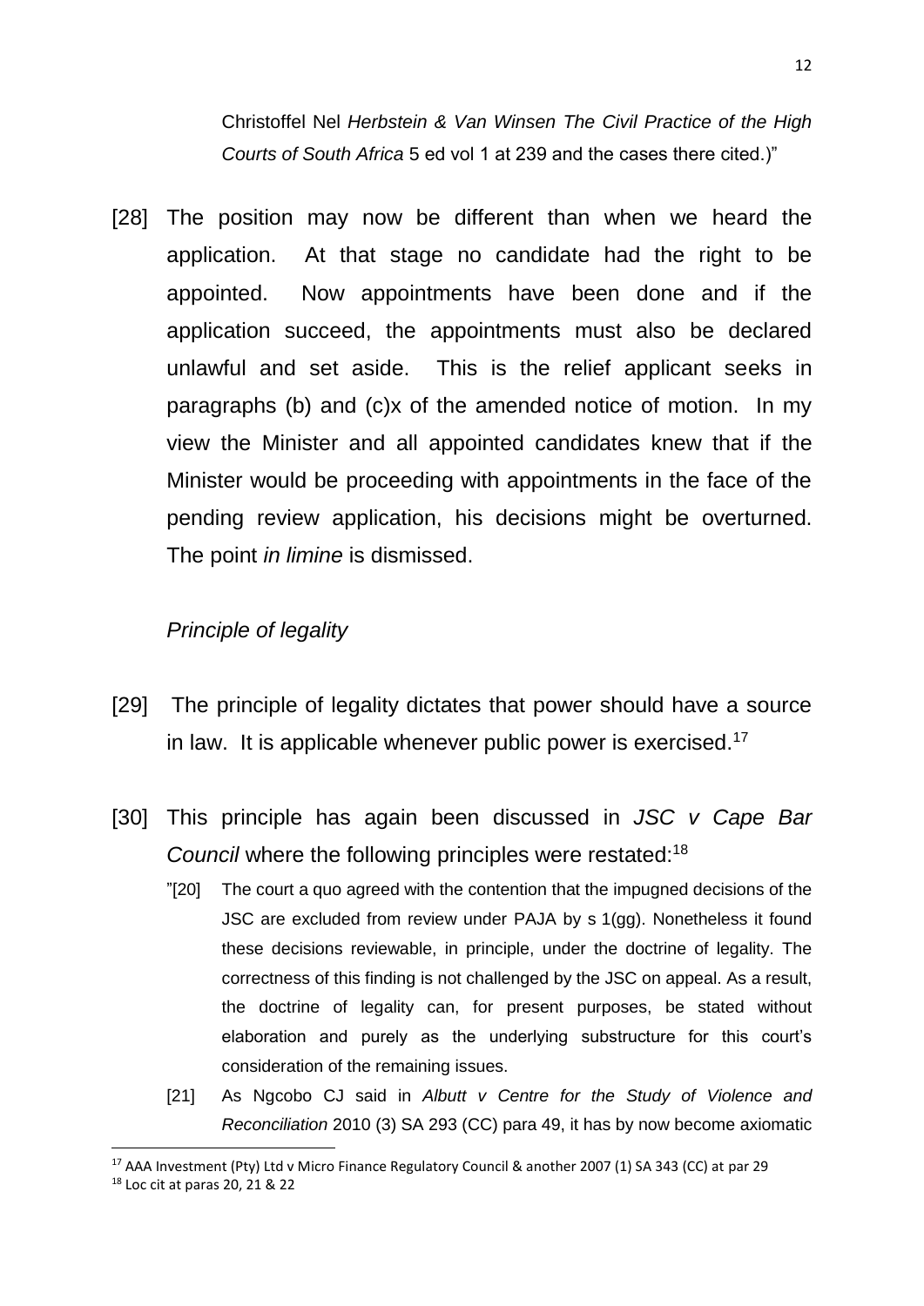Christoffel Nel *Herbstein & Van Winsen The Civil Practice of the High Courts of South Africa* 5 ed vol 1 at 239 and the cases there cited.)"

[28] The position may now be different than when we heard the application. At that stage no candidate had the right to be appointed. Now appointments have been done and if the application succeed, the appointments must also be declared unlawful and set aside. This is the relief applicant seeks in paragraphs (b) and (c)x of the amended notice of motion. In my view the Minister and all appointed candidates knew that if the Minister would be proceeding with appointments in the face of the pending review application, his decisions might be overturned. The point *in limine* is dismissed.

*Principle of legality*

[29] The principle of legality dictates that power should have a source in law. It is applicable whenever public power is exercised.[17]

[30] This principle has again been discussed in *JSC v Cape Bar Council* where the following principles were restated:[18]

> "[20] The court a quo agreed with the contention that the impugned decisions of the JSC are excluded from review under PAJA by s 1(gg). Nonetheless it found these decisions reviewable, in principle, under the doctrine of legality. The correctness of this finding is not challenged by the JSC on appeal. As a result, the doctrine of legality can, for present purposes, be stated without elaboration and purely as the underlying substructure for this court's consideration of the remaining issues.
>
> [21] As Ngcobo CJ said in *Albutt v Centre for the Study of Violence and Reconciliation* 2010 (3) SA 293 (CC) para 49, it has by now become axiomatic

[17] AAA Investment (Pty) Ltd v Micro Finance Regulatory Council & another 2007 (1) SA 343 (CC) at par 29

[18] Loc cit at paras 20, 21 & 22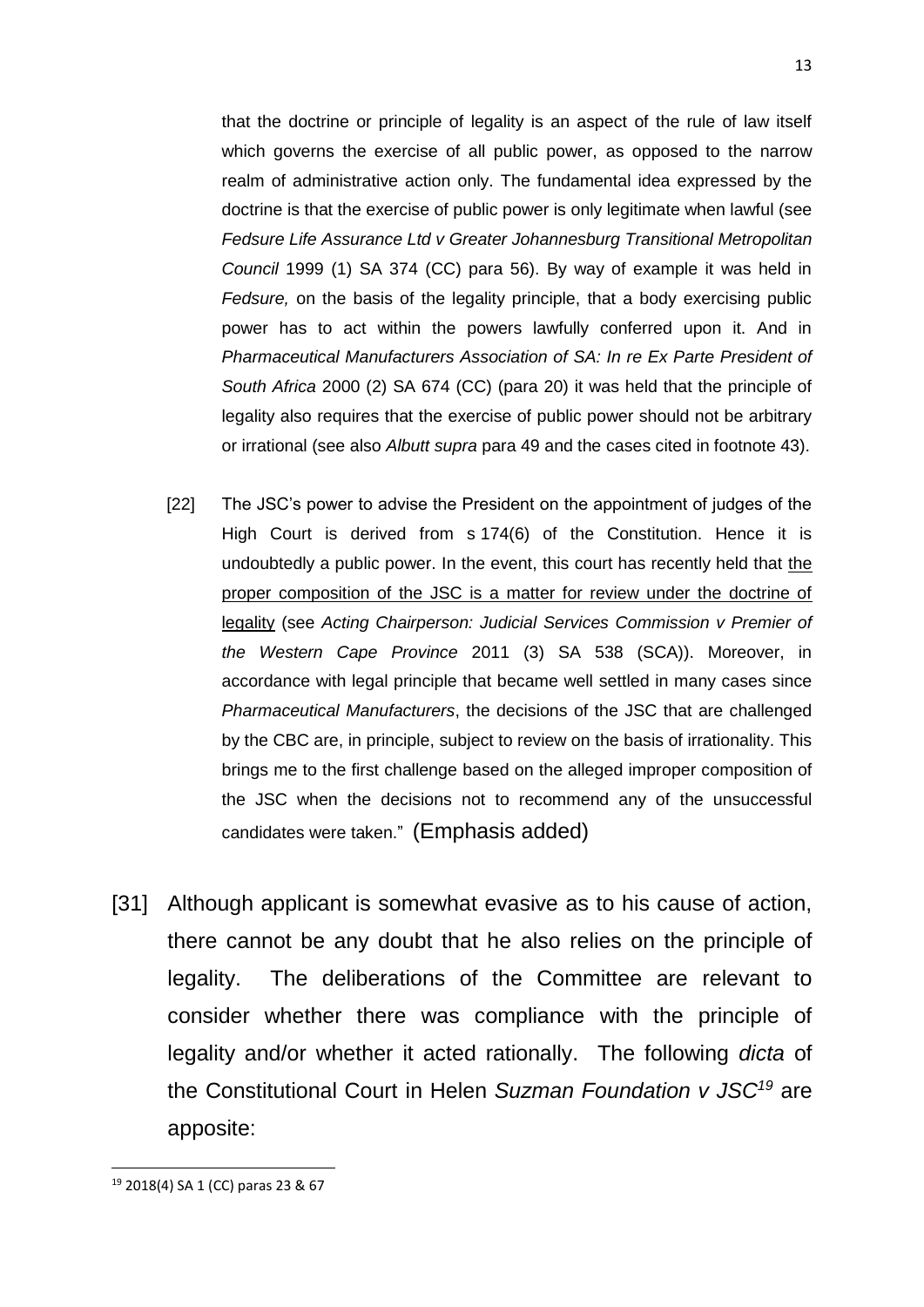that the doctrine or principle of legality is an aspect of the rule of law itself which governs the exercise of all public power, as opposed to the narrow realm of administrative action only. The fundamental idea expressed by the doctrine is that the exercise of public power is only legitimate when lawful (see *Fedsure Life Assurance Ltd v Greater Johannesburg Transitional Metropolitan Council* 1999 (1) SA 374 (CC) para 56). By way of example it was held in *Fedsure,* on the basis of the legality principle, that a body exercising public power has to act within the powers lawfully conferred upon it. And in *Pharmaceutical Manufacturers Association of SA: In re Ex Parte President of South Africa* 2000 (2) SA 674 (CC) (para 20) it was held that the principle of legality also requires that the exercise of public power should not be arbitrary or irrational (see also *Albutt supra* para 49 and the cases cited in footnote 43).

> [22] The JSC's power to advise the President on the appointment of judges of the High Court is derived from s 174(6) of the Constitution. Hence it is undoubtedly a public power. In the event, this court has recently held that <u>the proper composition of the JSC is a matter for review under the doctrine of legality</u> (see *Acting Chairperson: Judicial Services Commission v Premier of the Western Cape Province* 2011 (3) SA 538 (SCA)). Moreover, in accordance with legal principle that became well settled in many cases since *Pharmaceutical Manufacturers*, the decisions of the JSC that are challenged by the CBC are, in principle, subject to review on the basis of irrationality. This brings me to the first challenge based on the alleged improper composition of the JSC when the decisions not to recommend any of the unsuccessful candidates were taken." (Emphasis added)

[31] Although applicant is somewhat evasive as to his cause of action, there cannot be any doubt that he also relies on the principle of legality. The deliberations of the Committee are relevant to consider whether there was compliance with the principle of legality and/or whether it acted rationally. The following *dicta* of the Constitutional Court in Helen *Suzman Foundation v JSC*[19] are apposite:

---

[19] 2018(4) SA 1 (CC) paras 23 & 67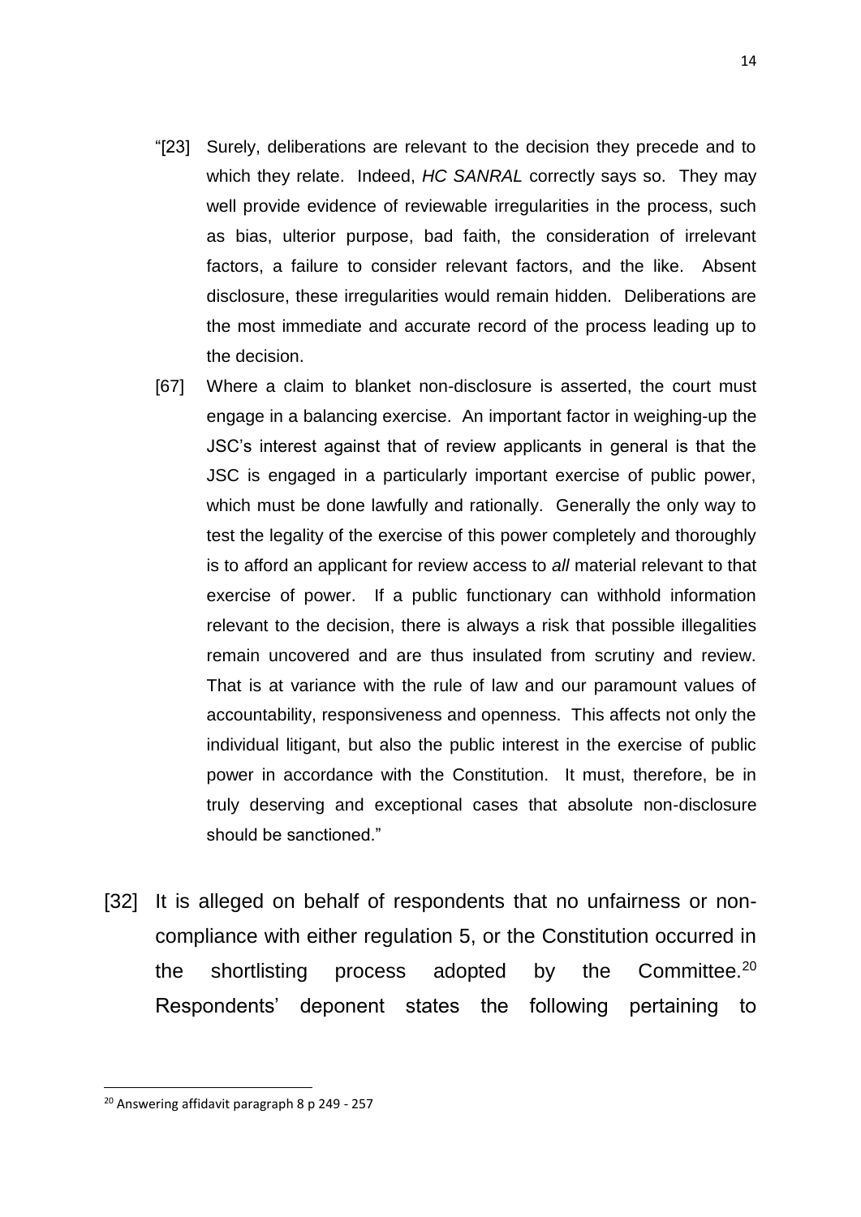"[23] Surely, deliberations are relevant to the decision they precede and to which they relate. Indeed, *HC SANRAL* correctly says so. They may well provide evidence of reviewable irregularities in the process, such as bias, ulterior purpose, bad faith, the consideration of irrelevant factors, a failure to consider relevant factors, and the like. Absent disclosure, these irregularities would remain hidden. Deliberations are the most immediate and accurate record of the process leading up to the decision.

[67] Where a claim to blanket non-disclosure is asserted, the court must engage in a balancing exercise. An important factor in weighing-up the JSC's interest against that of review applicants in general is that the JSC is engaged in a particularly important exercise of public power, which must be done lawfully and rationally. Generally the only way to test the legality of the exercise of this power completely and thoroughly is to afford an applicant for review access to *all* material relevant to that exercise of power. If a public functionary can withhold information relevant to the decision, there is always a risk that possible illegalities remain uncovered and are thus insulated from scrutiny and review. That is at variance with the rule of law and our paramount values of accountability, responsiveness and openness. This affects not only the individual litigant, but also the public interest in the exercise of public power in accordance with the Constitution. It must, therefore, be in truly deserving and exceptional cases that absolute non-disclosure should be sanctioned."

[32] It is alleged on behalf of respondents that no unfairness or non-compliance with either regulation 5, or the Constitution occurred in the shortlisting process adopted by the Committee.[20] Respondents' deponent states the following pertaining to

---

[20] Answering affidavit paragraph 8 p 249 - 257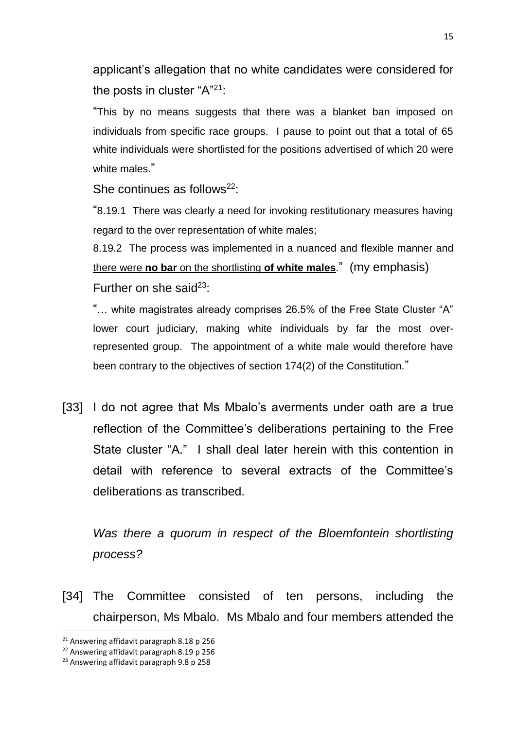applicant's allegation that no white candidates were considered for the posts in cluster "A"[21]:

"This by no means suggests that there was a blanket ban imposed on individuals from specific race groups. I pause to point out that a total of 65 white individuals were shortlisted for the positions advertised of which 20 were white males."

She continues as follows[22]:

"8.19.1 There was clearly a need for invoking restitutionary measures having regard to the over representation of white males;

8.19.2 The process was implemented in a nuanced and flexible manner and <u>there were **no bar** on the shortlisting **of white males**</u>." (my emphasis)

Further on she said[23]:

"… white magistrates already comprises 26.5% of the Free State Cluster "A" lower court judiciary, making white individuals by far the most over-represented group. The appointment of a white male would therefore have been contrary to the objectives of section 174(2) of the Constitution."

[33] I do not agree that Ms Mbalo's averments under oath are a true reflection of the Committee's deliberations pertaining to the Free State cluster "A." I shall deal later herein with this contention in detail with reference to several extracts of the Committee's deliberations as transcribed.

*Was there a quorum in respect of the Bloemfontein shortlisting process?*

[34] The Committee consisted of ten persons, including the chairperson, Ms Mbalo. Ms Mbalo and four members attended the

---

[21] Answering affidavit paragraph 8.18 p 256

[22] Answering affidavit paragraph 8.19 p 256

[23] Answering affidavit paragraph 9.8 p 258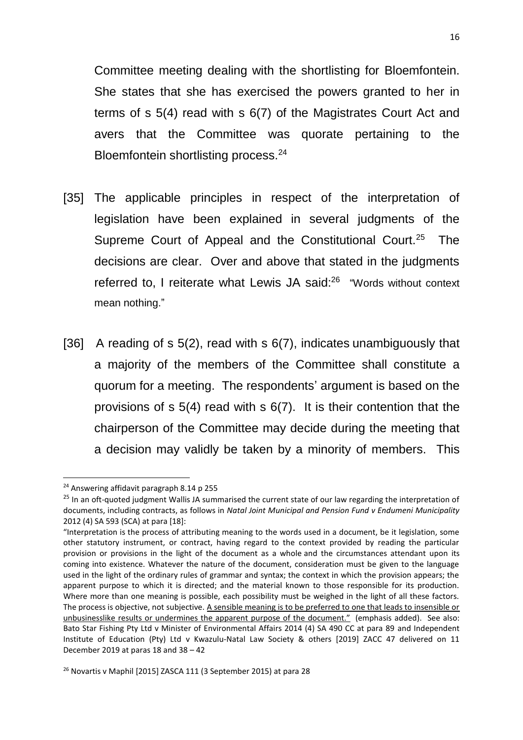Committee meeting dealing with the shortlisting for Bloemfontein. She states that she has exercised the powers granted to her in terms of s 5(4) read with s 6(7) of the Magistrates Court Act and avers that the Committee was quorate pertaining to the Bloemfontein shortlisting process.[24]

[35] The applicable principles in respect of the interpretation of legislation have been explained in several judgments of the Supreme Court of Appeal and the Constitutional Court.[25] The decisions are clear. Over and above that stated in the judgments referred to, I reiterate what Lewis JA said:[26] "Words without context mean nothing."

[36] A reading of s 5(2), read with s 6(7), indicates unambiguously that a majority of the members of the Committee shall constitute a quorum for a meeting. The respondents' argument is based on the provisions of s 5(4) read with s 6(7). It is their contention that the chairperson of the Committee may decide during the meeting that a decision may validly be taken by a minority of members. This

---

[24] Answering affidavit paragraph 8.14 p 255

[25] In an oft-quoted judgment Wallis JA summarised the current state of our law regarding the interpretation of documents, including contracts, as follows in *Natal Joint Municipal and Pension Fund v Endumeni Municipality* 2012 (4) SA 593 (SCA) at para [18]:

"Interpretation is the process of attributing meaning to the words used in a document, be it legislation, some other statutory instrument, or contract, having regard to the context provided by reading the particular provision or provisions in the light of the document as a whole and the circumstances attendant upon its coming into existence. Whatever the nature of the document, consideration must be given to the language used in the light of the ordinary rules of grammar and syntax; the context in which the provision appears; the apparent purpose to which it is directed; and the material known to those responsible for its production. Where more than one meaning is possible, each possibility must be weighed in the light of all these factors. The process is objective, not subjective. <u>A sensible meaning is to be preferred to one that leads to insensible or unbusinesslike results or undermines the apparent purpose of the document."</u> (emphasis added). See also: Bato Star Fishing Pty Ltd v Minister of Environmental Affairs 2014 (4) SA 490 CC at para 89 and Independent Institute of Education (Pty) Ltd v Kwazulu-Natal Law Society & others [2019] ZACC 47 delivered on 11 December 2019 at paras 18 and 38 – 42

[26] Novartis v Maphil [2015] ZASCA 111 (3 September 2015) at para 28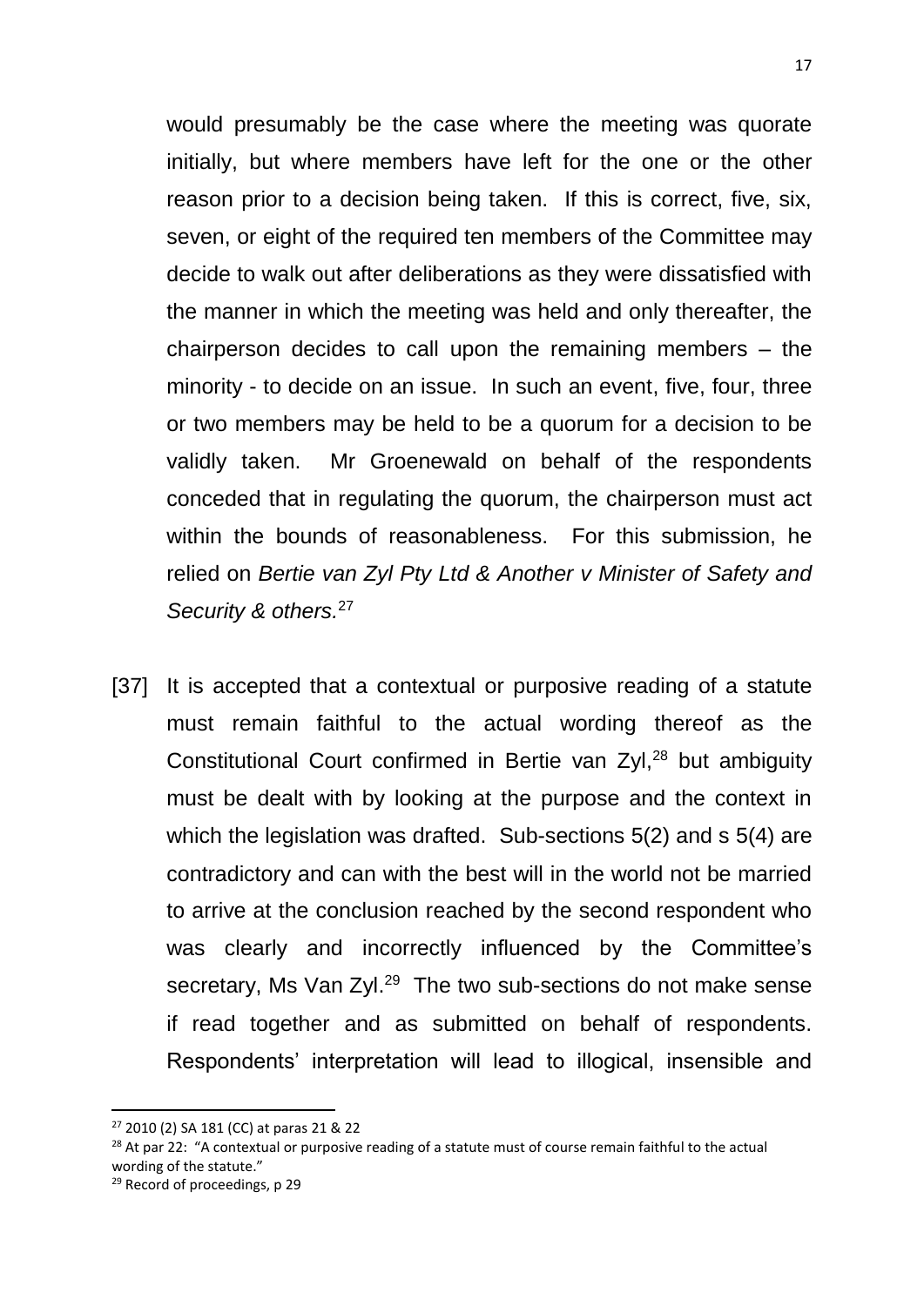would presumably be the case where the meeting was quorate initially, but where members have left for the one or the other reason prior to a decision being taken. If this is correct, five, six, seven, or eight of the required ten members of the Committee may decide to walk out after deliberations as they were dissatisfied with the manner in which the meeting was held and only thereafter, the chairperson decides to call upon the remaining members – the minority - to decide on an issue. In such an event, five, four, three or two members may be held to be a quorum for a decision to be validly taken. Mr Groenewald on behalf of the respondents conceded that in regulating the quorum, the chairperson must act within the bounds of reasonableness. For this submission, he relied on *Bertie van Zyl Pty Ltd & Another v Minister of Safety and Security & others.*[27]

[37] It is accepted that a contextual or purposive reading of a statute must remain faithful to the actual wording thereof as the Constitutional Court confirmed in Bertie van Zyl,[28] but ambiguity must be dealt with by looking at the purpose and the context in which the legislation was drafted. Sub-sections 5(2) and s 5(4) are contradictory and can with the best will in the world not be married to arrive at the conclusion reached by the second respondent who was clearly and incorrectly influenced by the Committee's secretary, Ms Van Zyl.[29] The two sub-sections do not make sense if read together and as submitted on behalf of respondents. Respondents' interpretation will lead to illogical, insensible and

---

[27] 2010 (2) SA 181 (CC) at paras 21 & 22

[28] At par 22: "A contextual or purposive reading of a statute must of course remain faithful to the actual wording of the statute."

[29] Record of proceedings, p 29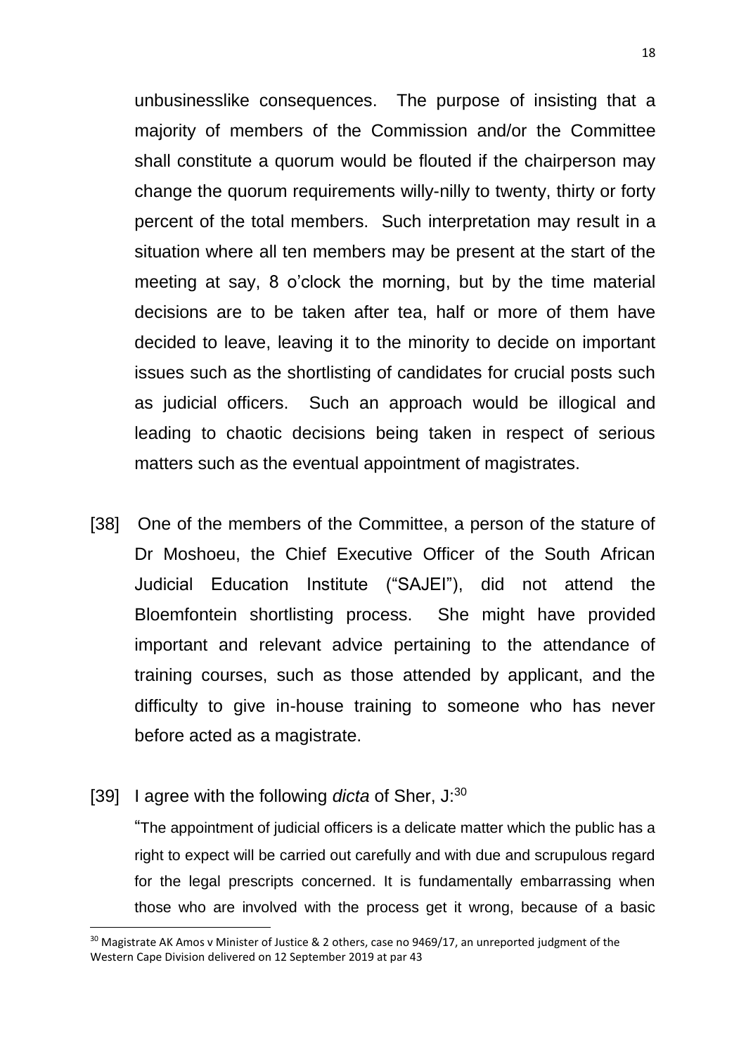unbusinesslike consequences. The purpose of insisting that a majority of members of the Commission and/or the Committee shall constitute a quorum would be flouted if the chairperson may change the quorum requirements willy-nilly to twenty, thirty or forty percent of the total members. Such interpretation may result in a situation where all ten members may be present at the start of the meeting at say, 8 o'clock the morning, but by the time material decisions are to be taken after tea, half or more of them have decided to leave, leaving it to the minority to decide on important issues such as the shortlisting of candidates for crucial posts such as judicial officers. Such an approach would be illogical and leading to chaotic decisions being taken in respect of serious matters such as the eventual appointment of magistrates.

[38] One of the members of the Committee, a person of the stature of Dr Moshoeu, the Chief Executive Officer of the South African Judicial Education Institute ("SAJEI"), did not attend the Bloemfontein shortlisting process. She might have provided important and relevant advice pertaining to the attendance of training courses, such as those attended by applicant, and the difficulty to give in-house training to someone who has never before acted as a magistrate.

[39] I agree with the following *dicta* of Sher, J:[30]

"The appointment of judicial officers is a delicate matter which the public has a right to expect will be carried out carefully and with due and scrupulous regard for the legal prescripts concerned. It is fundamentally embarrassing when those who are involved with the process get it wrong, because of a basic

---

[30] Magistrate AK Amos v Minister of Justice & 2 others, case no 9469/17, an unreported judgment of the Western Cape Division delivered on 12 September 2019 at par 43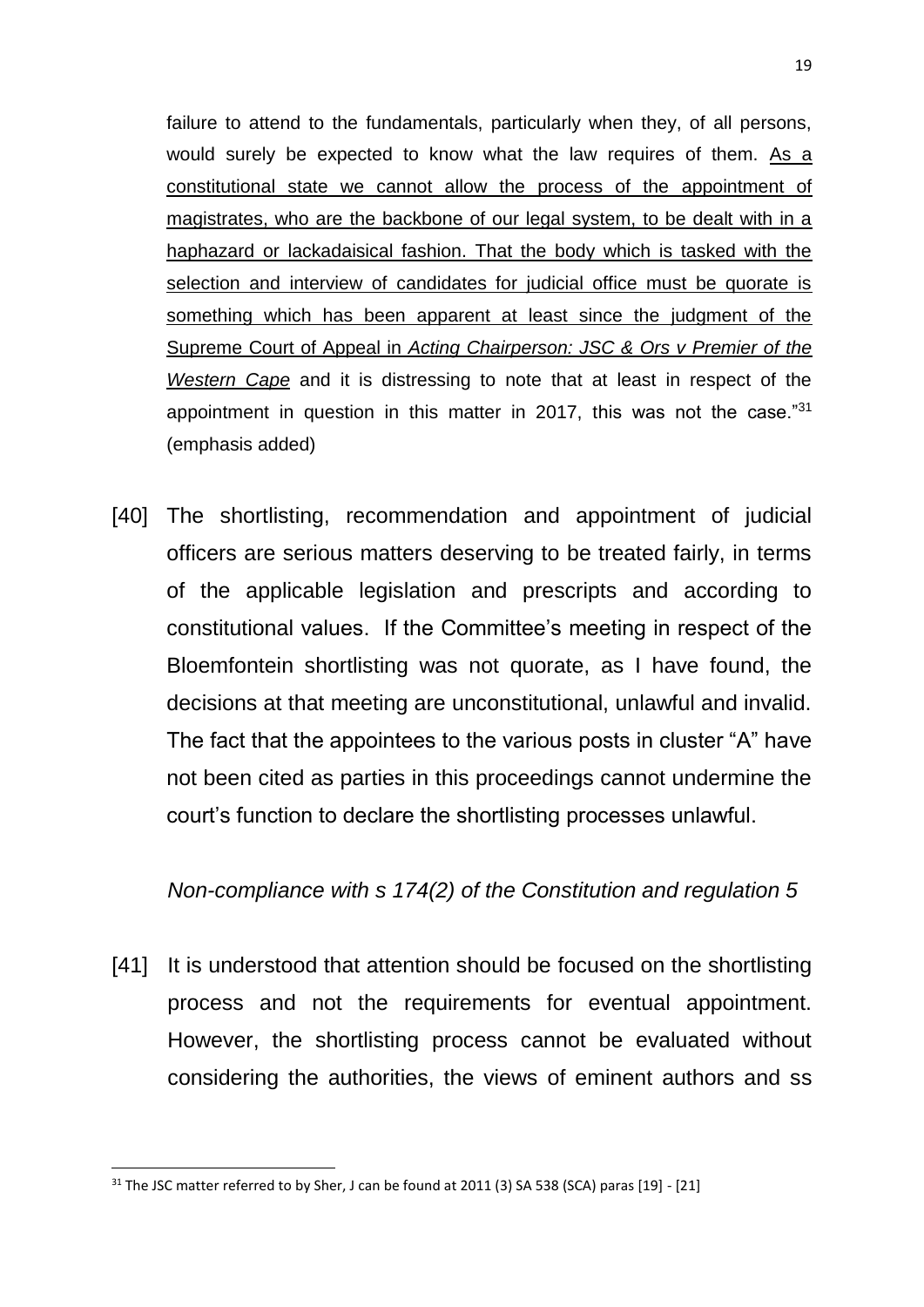failure to attend to the fundamentals, particularly when they, of all persons, would surely be expected to know what the law requires of them. <u>As a constitutional state we cannot allow the process of the appointment of magistrates, who are the backbone of our legal system, to be dealt with in a haphazard or lackadaisical fashion. That the body which is tasked with the selection and interview of candidates for judicial office must be quorate is something which has been apparent at least since the judgment of the Supreme Court of Appeal in *Acting Chairperson: JSC & Ors v Premier of the Western Cape*</u> and it is distressing to note that at least in respect of the appointment in question in this matter in 2017, this was not the case."[31] (emphasis added)

[40] The shortlisting, recommendation and appointment of judicial officers are serious matters deserving to be treated fairly, in terms of the applicable legislation and prescripts and according to constitutional values. If the Committee's meeting in respect of the Bloemfontein shortlisting was not quorate, as I have found, the decisions at that meeting are unconstitutional, unlawful and invalid. The fact that the appointees to the various posts in cluster "A" have not been cited as parties in this proceedings cannot undermine the court's function to declare the shortlisting processes unlawful.

*Non-compliance with s 174(2) of the Constitution and regulation 5*

[41] It is understood that attention should be focused on the shortlisting process and not the requirements for eventual appointment. However, the shortlisting process cannot be evaluated without considering the authorities, the views of eminent authors and ss

---

[31] The JSC matter referred to by Sher, J can be found at 2011 (3) SA 538 (SCA) paras [19] - [21]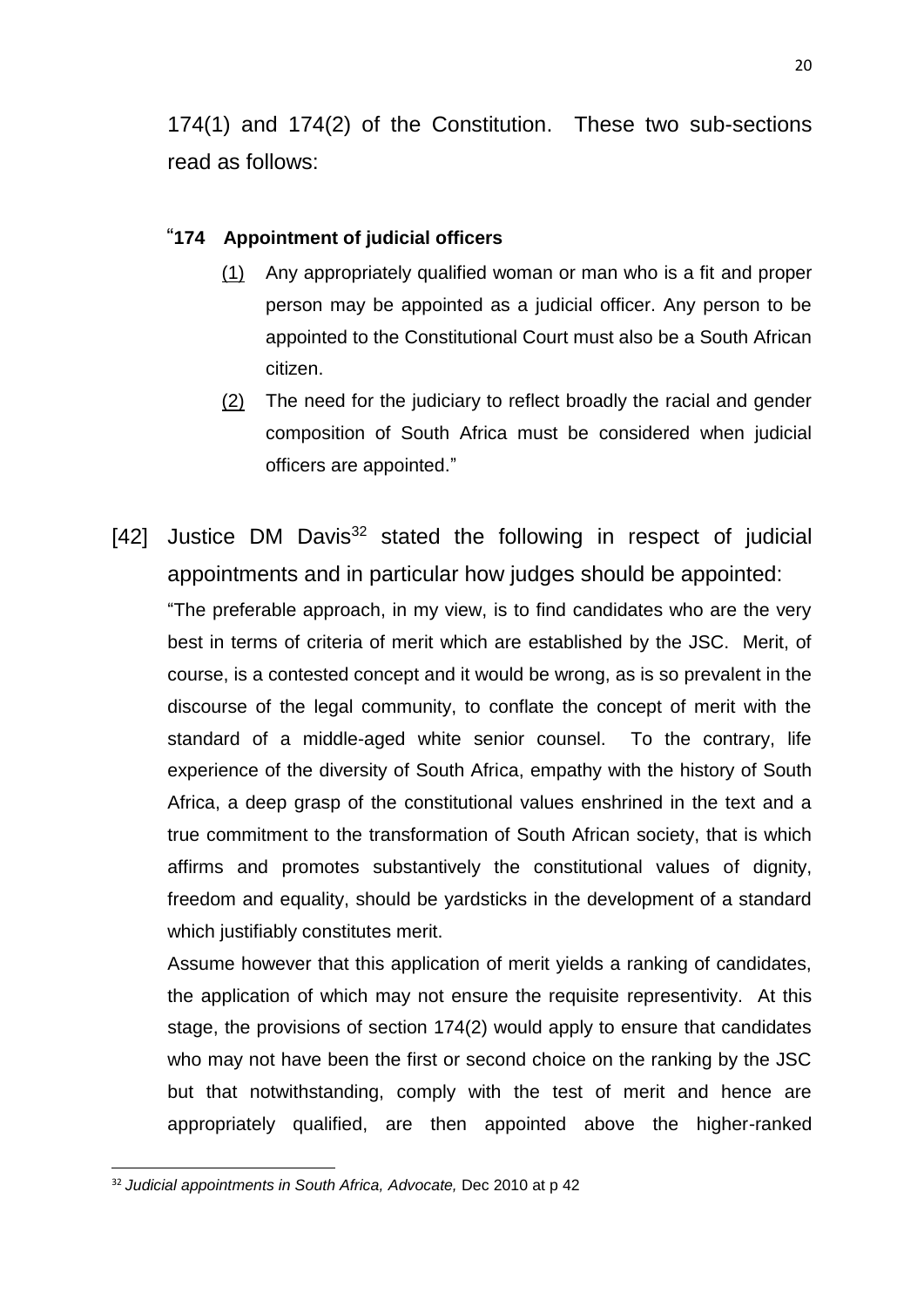174(1) and 174(2) of the Constitution. These two sub-sections read as follows:

> "**174 Appointment of judicial officers**
>
> (1) Any appropriately qualified woman or man who is a fit and proper person may be appointed as a judicial officer. Any person to be appointed to the Constitutional Court must also be a South African citizen.
>
> (2) The need for the judiciary to reflect broadly the racial and gender composition of South Africa must be considered when judicial officers are appointed."

[42] Justice DM Davis[32] stated the following in respect of judicial appointments and in particular how judges should be appointed:

> "The preferable approach, in my view, is to find candidates who are the very best in terms of criteria of merit which are established by the JSC. Merit, of course, is a contested concept and it would be wrong, as is so prevalent in the discourse of the legal community, to conflate the concept of merit with the standard of a middle-aged white senior counsel. To the contrary, life experience of the diversity of South Africa, empathy with the history of South Africa, a deep grasp of the constitutional values enshrined in the text and a true commitment to the transformation of South African society, that is which affirms and promotes substantively the constitutional values of dignity, freedom and equality, should be yardsticks in the development of a standard which justifiably constitutes merit.
>
> Assume however that this application of merit yields a ranking of candidates, the application of which may not ensure the requisite representivity. At this stage, the provisions of section 174(2) would apply to ensure that candidates who may not have been the first or second choice on the ranking by the JSC but that notwithstanding, comply with the test of merit and hence are appropriately qualified, are then appointed above the higher-ranked

---

[32] *Judicial appointments in South Africa, Advocate,* Dec 2010 at p 42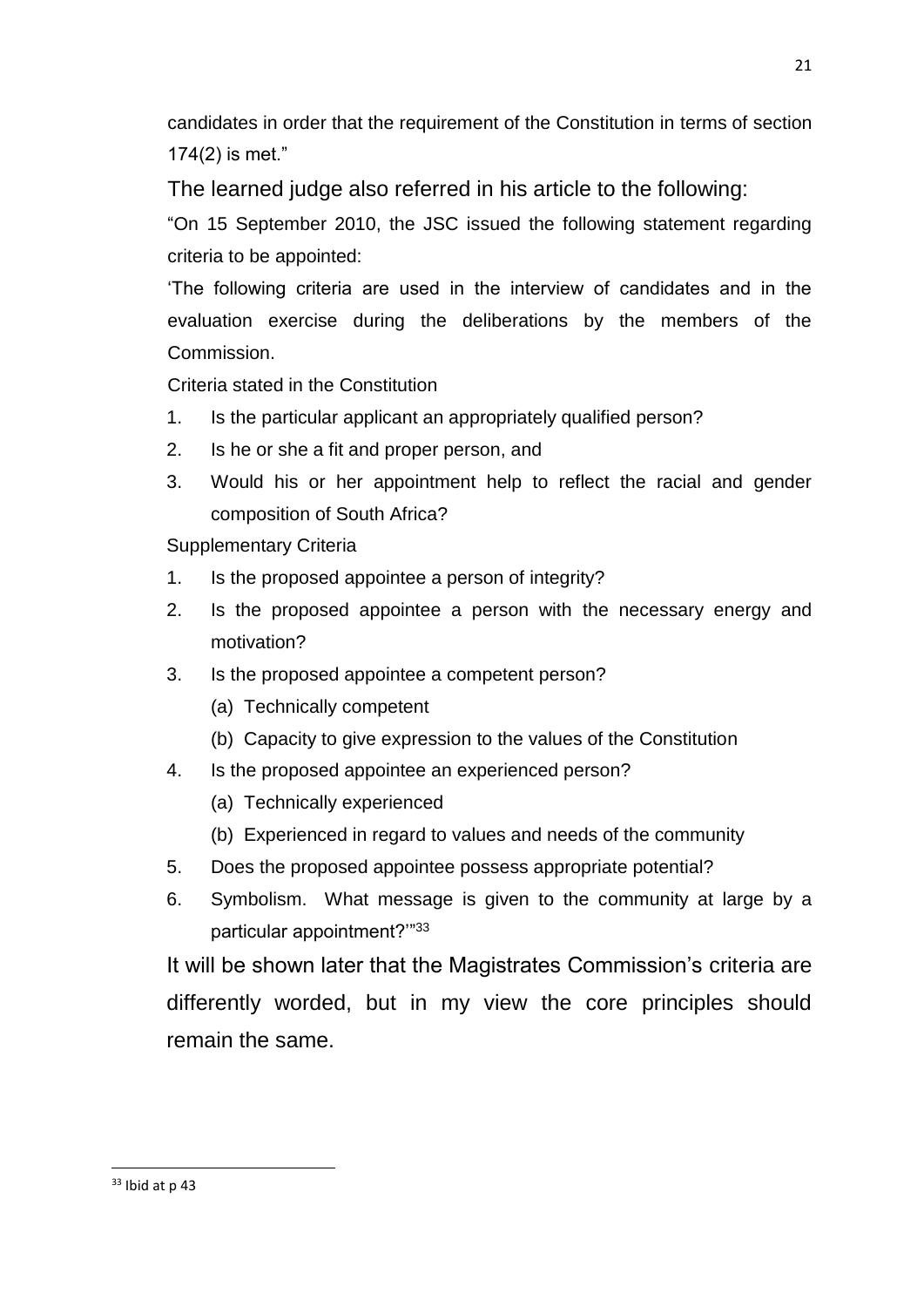candidates in order that the requirement of the Constitution in terms of section 174(2) is met."

The learned judge also referred in his article to the following:

"On 15 September 2010, the JSC issued the following statement regarding criteria to be appointed:

'The following criteria are used in the interview of candidates and in the evaluation exercise during the deliberations by the members of the Commission.

Criteria stated in the Constitution

1. Is the particular applicant an appropriately qualified person?
2. Is he or she a fit and proper person, and
3. Would his or her appointment help to reflect the racial and gender composition of South Africa?

Supplementary Criteria

1. Is the proposed appointee a person of integrity?
2. Is the proposed appointee a person with the necessary energy and motivation?
3. Is the proposed appointee a competent person?
   (a) Technically competent
   (b) Capacity to give expression to the values of the Constitution
4. Is the proposed appointee an experienced person?
   (a) Technically experienced
   (b) Experienced in regard to values and needs of the community
5. Does the proposed appointee possess appropriate potential?
6. Symbolism. What message is given to the community at large by a particular appointment?'"[33]

It will be shown later that the Magistrates Commission's criteria are differently worded, but in my view the core principles should remain the same.

---

[33] Ibid at p 43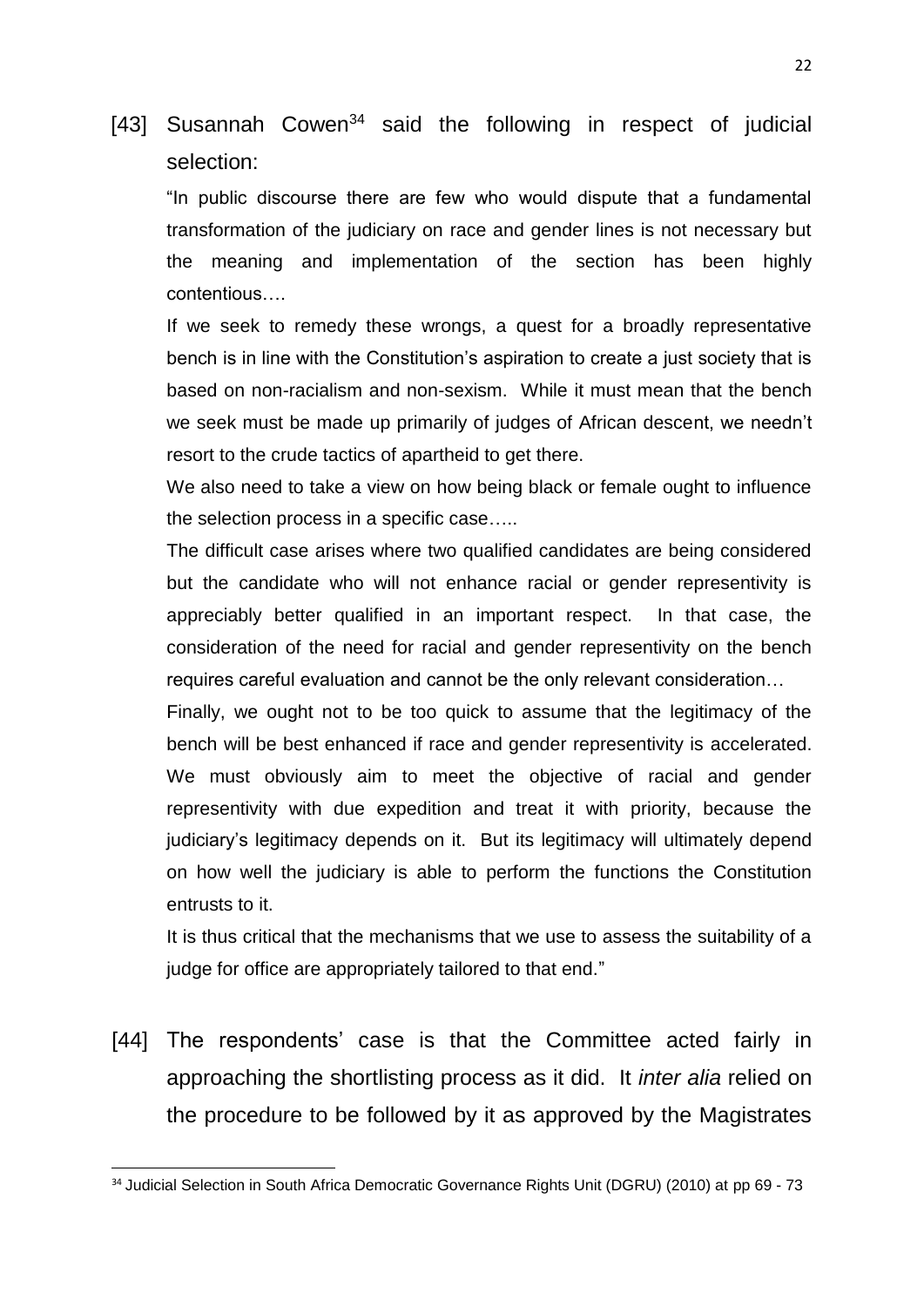[43] Susannah Cowen[34] said the following in respect of judicial selection:

> "In public discourse there are few who would dispute that a fundamental transformation of the judiciary on race and gender lines is not necessary but the meaning and implementation of the section has been highly contentious….
>
> If we seek to remedy these wrongs, a quest for a broadly representative bench is in line with the Constitution's aspiration to create a just society that is based on non-racialism and non-sexism. While it must mean that the bench we seek must be made up primarily of judges of African descent, we needn't resort to the crude tactics of apartheid to get there.
>
> We also need to take a view on how being black or female ought to influence the selection process in a specific case…..
>
> The difficult case arises where two qualified candidates are being considered but the candidate who will not enhance racial or gender representivity is appreciably better qualified in an important respect. In that case, the consideration of the need for racial and gender representivity on the bench requires careful evaluation and cannot be the only relevant consideration…
>
> Finally, we ought not to be too quick to assume that the legitimacy of the bench will be best enhanced if race and gender representivity is accelerated. We must obviously aim to meet the objective of racial and gender representivity with due expedition and treat it with priority, because the judiciary's legitimacy depends on it. But its legitimacy will ultimately depend on how well the judiciary is able to perform the functions the Constitution entrusts to it.
>
> It is thus critical that the mechanisms that we use to assess the suitability of a judge for office are appropriately tailored to that end."

[44] The respondents' case is that the Committee acted fairly in approaching the shortlisting process as it did. It *inter alia* relied on the procedure to be followed by it as approved by the Magistrates

---

[34] Judicial Selection in South Africa Democratic Governance Rights Unit (DGRU) (2010) at pp 69 - 73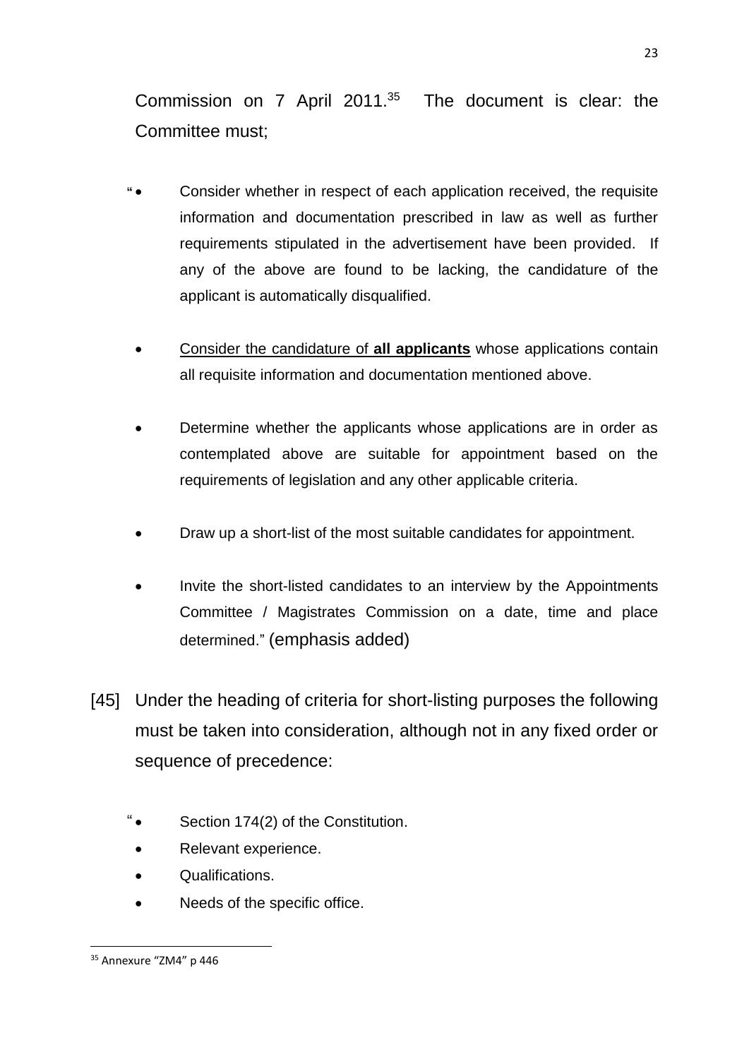Commission on 7 April 2011.[35] The document is clear: the Committee must;

- "Consider whether in respect of each application received, the requisite information and documentation prescribed in law as well as further requirements stipulated in the advertisement have been provided. If any of the above are found to be lacking, the candidature of the applicant is automatically disqualified.

- <u>Consider the candidature of **all applicants**</u> whose applications contain all requisite information and documentation mentioned above.

- Determine whether the applicants whose applications are in order as contemplated above are suitable for appointment based on the requirements of legislation and any other applicable criteria.

- Draw up a short-list of the most suitable candidates for appointment.

- Invite the short-listed candidates to an interview by the Appointments Committee / Magistrates Commission on a date, time and place determined." (emphasis added)

[45] Under the heading of criteria for short-listing purposes the following must be taken into consideration, although not in any fixed order or sequence of precedence:

- "Section 174(2) of the Constitution.
- Relevant experience.
- Qualifications.
- Needs of the specific office.

---

[35] Annexure "ZM4" p 446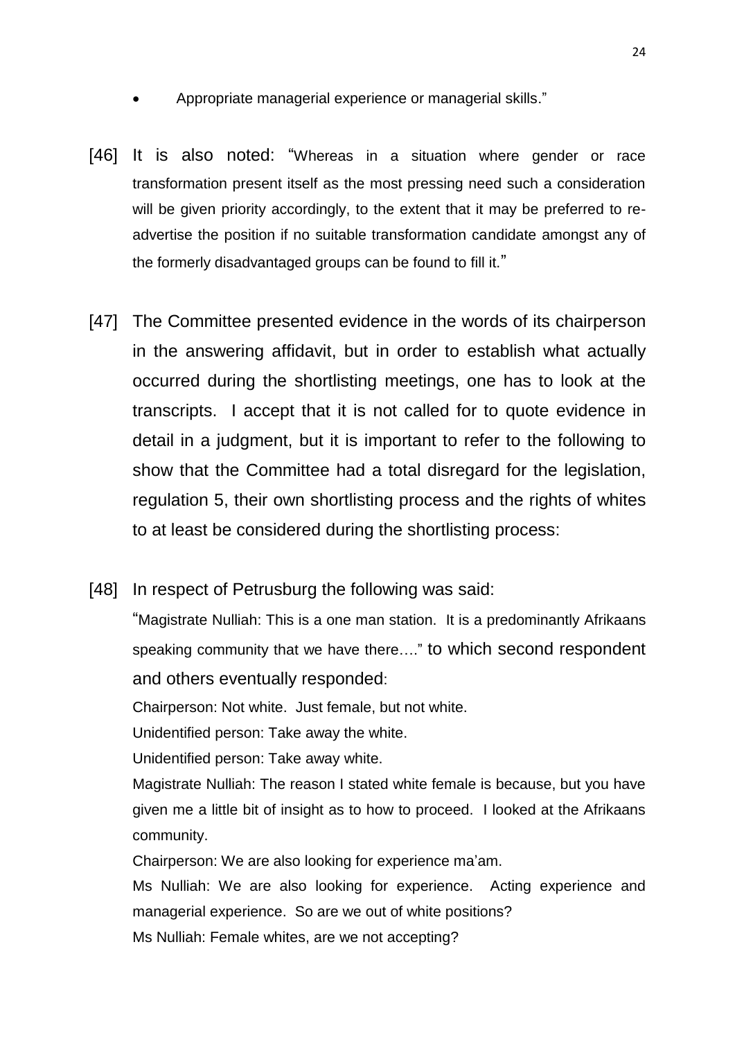- Appropriate managerial experience or managerial skills."

[46] It is also noted: "Whereas in a situation where gender or race transformation present itself as the most pressing need such a consideration will be given priority accordingly, to the extent that it may be preferred to re-advertise the position if no suitable transformation candidate amongst any of the formerly disadvantaged groups can be found to fill it."

[47] The Committee presented evidence in the words of its chairperson in the answering affidavit, but in order to establish what actually occurred during the shortlisting meetings, one has to look at the transcripts. I accept that it is not called for to quote evidence in detail in a judgment, but it is important to refer to the following to show that the Committee had a total disregard for the legislation, regulation 5, their own shortlisting process and the rights of whites to at least be considered during the shortlisting process:

[48] In respect of Petrusburg the following was said:

"Magistrate Nulliah: This is a one man station. It is a predominantly Afrikaans speaking community that we have there…." to which second respondent and others eventually responded:

Chairperson: Not white. Just female, but not white.

Unidentified person: Take away the white.

Unidentified person: Take away white.

Magistrate Nulliah: The reason I stated white female is because, but you have given me a little bit of insight as to how to proceed. I looked at the Afrikaans community.

Chairperson: We are also looking for experience ma'am.

Ms Nulliah: We are also looking for experience. Acting experience and managerial experience. So are we out of white positions?

Ms Nulliah: Female whites, are we not accepting?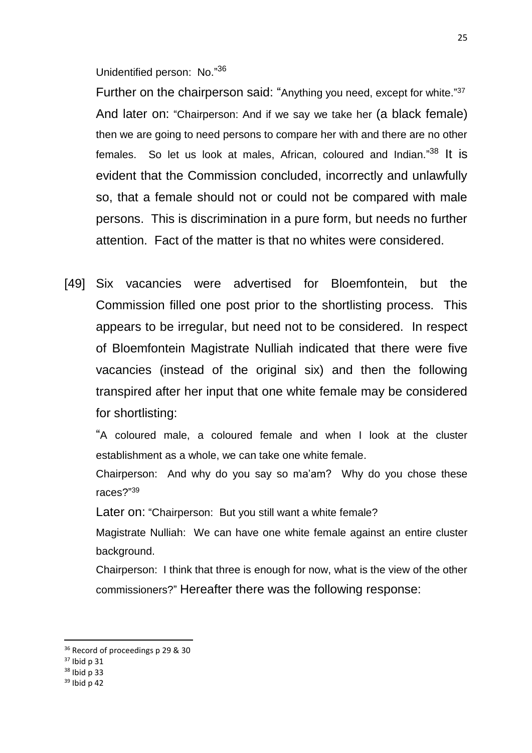Unidentified person: No."[36]

Further on the chairperson said: "Anything you need, except for white."[37] And later on: "Chairperson: And if we say we take her (a black female) then we are going to need persons to compare her with and there are no other females. So let us look at males, African, coloured and Indian."[38] It is evident that the Commission concluded, incorrectly and unlawfully so, that a female should not or could not be compared with male persons. This is discrimination in a pure form, but needs no further attention. Fact of the matter is that no whites were considered.

[49] Six vacancies were advertised for Bloemfontein, but the Commission filled one post prior to the shortlisting process. This appears to be irregular, but need not to be considered. In respect of Bloemfontein Magistrate Nulliah indicated that there were five vacancies (instead of the original six) and then the following transpired after her input that one white female may be considered for shortlisting:

"A coloured male, a coloured female and when I look at the cluster establishment as a whole, we can take one white female.

Chairperson: And why do you say so ma'am? Why do you chose these races?"[39]

Later on: "Chairperson: But you still want a white female?

Magistrate Nulliah: We can have one white female against an entire cluster background.

Chairperson: I think that three is enough for now, what is the view of the other commissioners?" Hereafter there was the following response:

---

[36] Record of proceedings p 29 & 30

[37] Ibid p 31

[38] Ibid p 33

[39] Ibid p 42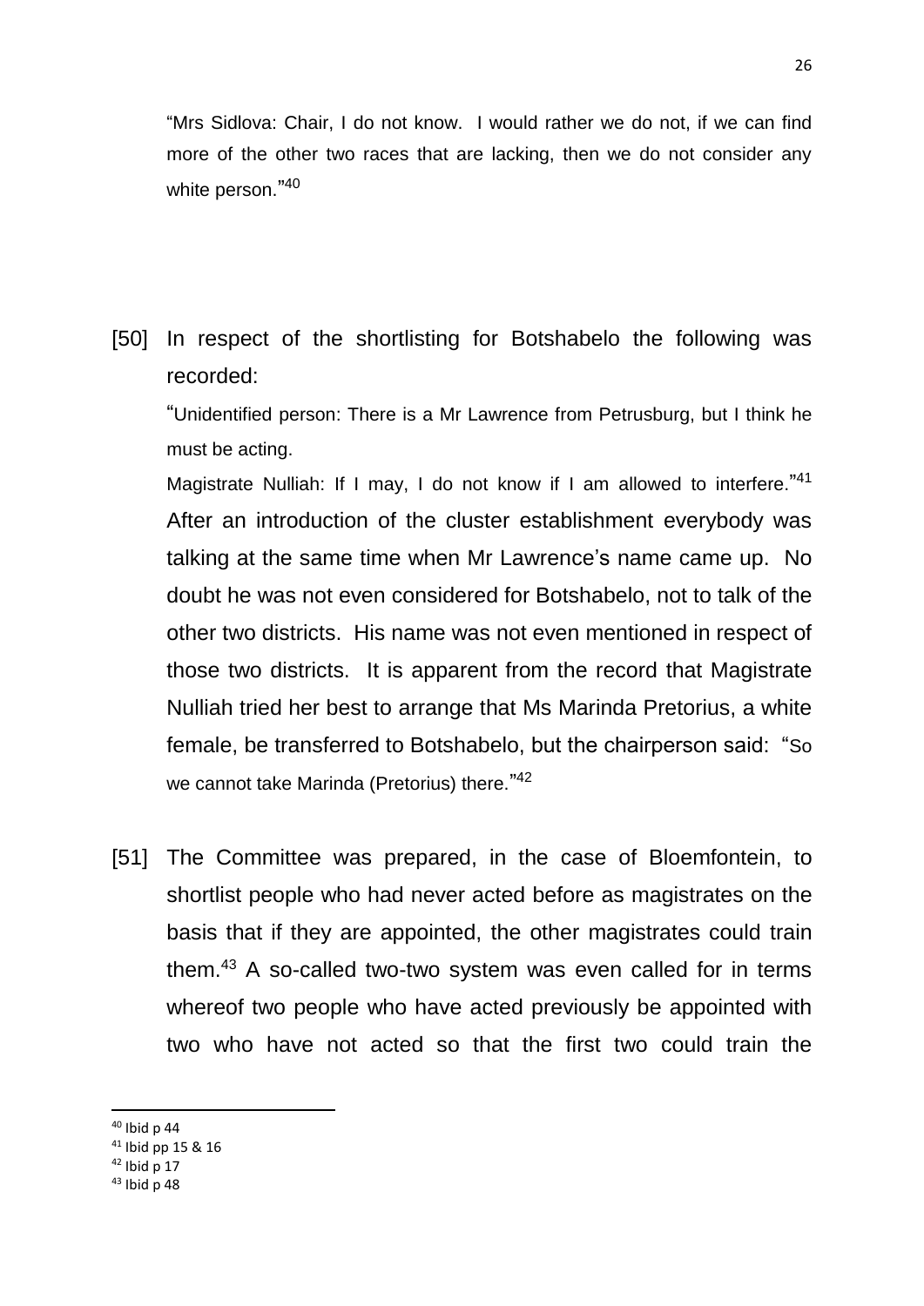"Mrs Sidlova: Chair, I do not know. I would rather we do not, if we can find more of the other two races that are lacking, then we do not consider any white person."[40]

[50] In respect of the shortlisting for Botshabelo the following was recorded:

"Unidentified person: There is a Mr Lawrence from Petrusburg, but I think he must be acting.

Magistrate Nulliah: If I may, I do not know if I am allowed to interfere."[41]

After an introduction of the cluster establishment everybody was talking at the same time when Mr Lawrence's name came up. No doubt he was not even considered for Botshabelo, not to talk of the other two districts. His name was not even mentioned in respect of those two districts. It is apparent from the record that Magistrate Nulliah tried her best to arrange that Ms Marinda Pretorius, a white female, be transferred to Botshabelo, but the chairperson said: "So we cannot take Marinda (Pretorius) there."[42]

[51] The Committee was prepared, in the case of Bloemfontein, to shortlist people who had never acted before as magistrates on the basis that if they are appointed, the other magistrates could train them.[43] A so-called two-two system was even called for in terms whereof two people who have acted previously be appointed with two who have not acted so that the first two could train the

---

[40] Ibid p 44

[41] Ibid pp 15 & 16

[42] Ibid p 17

[43] Ibid p 48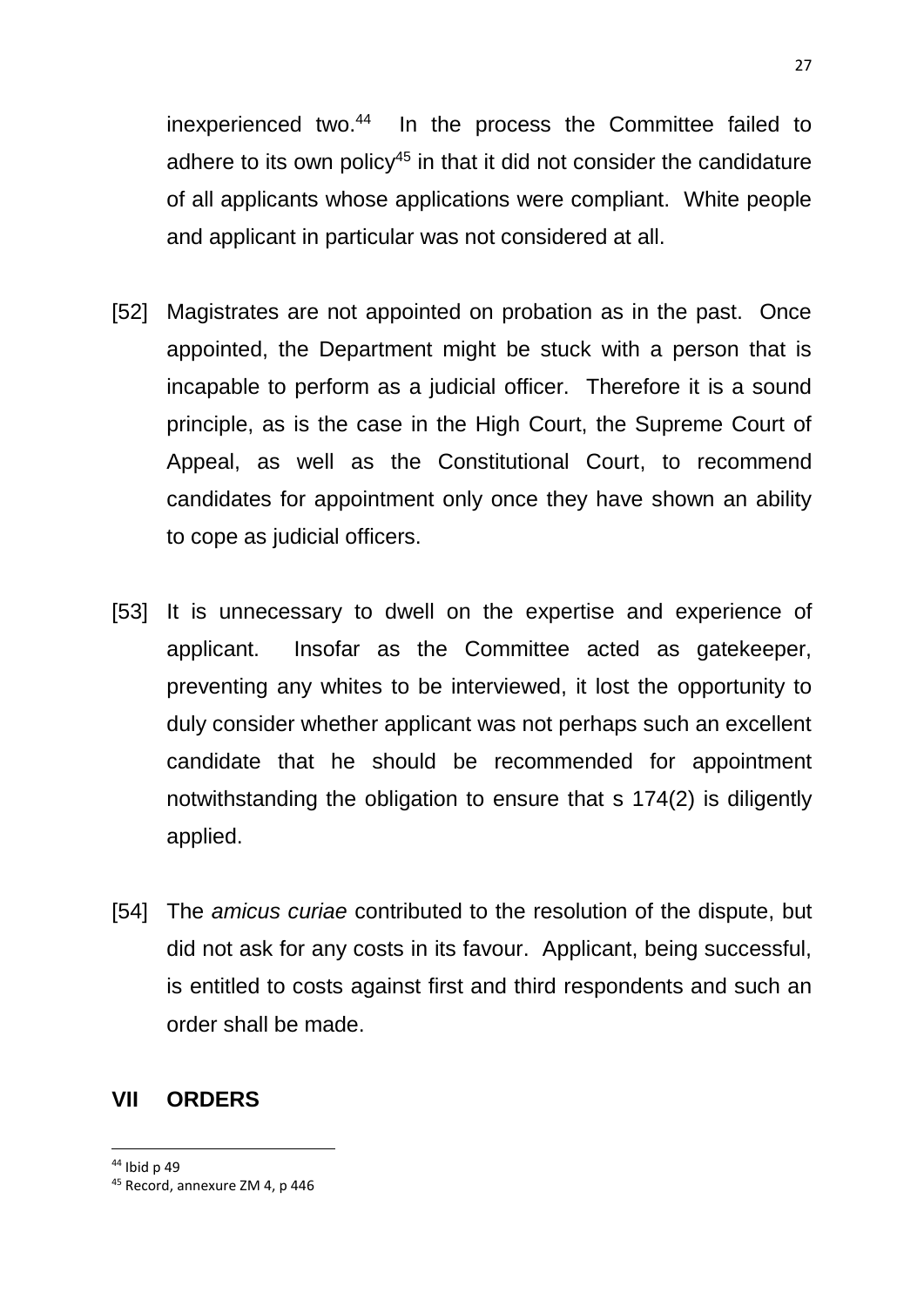inexperienced two.[44] In the process the Committee failed to adhere to its own policy[45] in that it did not consider the candidature of all applicants whose applications were compliant. White people and applicant in particular was not considered at all.

[52] Magistrates are not appointed on probation as in the past. Once appointed, the Department might be stuck with a person that is incapable to perform as a judicial officer. Therefore it is a sound principle, as is the case in the High Court, the Supreme Court of Appeal, as well as the Constitutional Court, to recommend candidates for appointment only once they have shown an ability to cope as judicial officers.

[53] It is unnecessary to dwell on the expertise and experience of applicant. Insofar as the Committee acted as gatekeeper, preventing any whites to be interviewed, it lost the opportunity to duly consider whether applicant was not perhaps such an excellent candidate that he should be recommended for appointment notwithstanding the obligation to ensure that s 174(2) is diligently applied.

[54] The *amicus curiae* contributed to the resolution of the dispute, but did not ask for any costs in its favour. Applicant, being successful, is entitled to costs against first and third respondents and such an order shall be made.

## VII ORDERS

---

[44] Ibid p 49

[45] Record, annexure ZM 4, p 446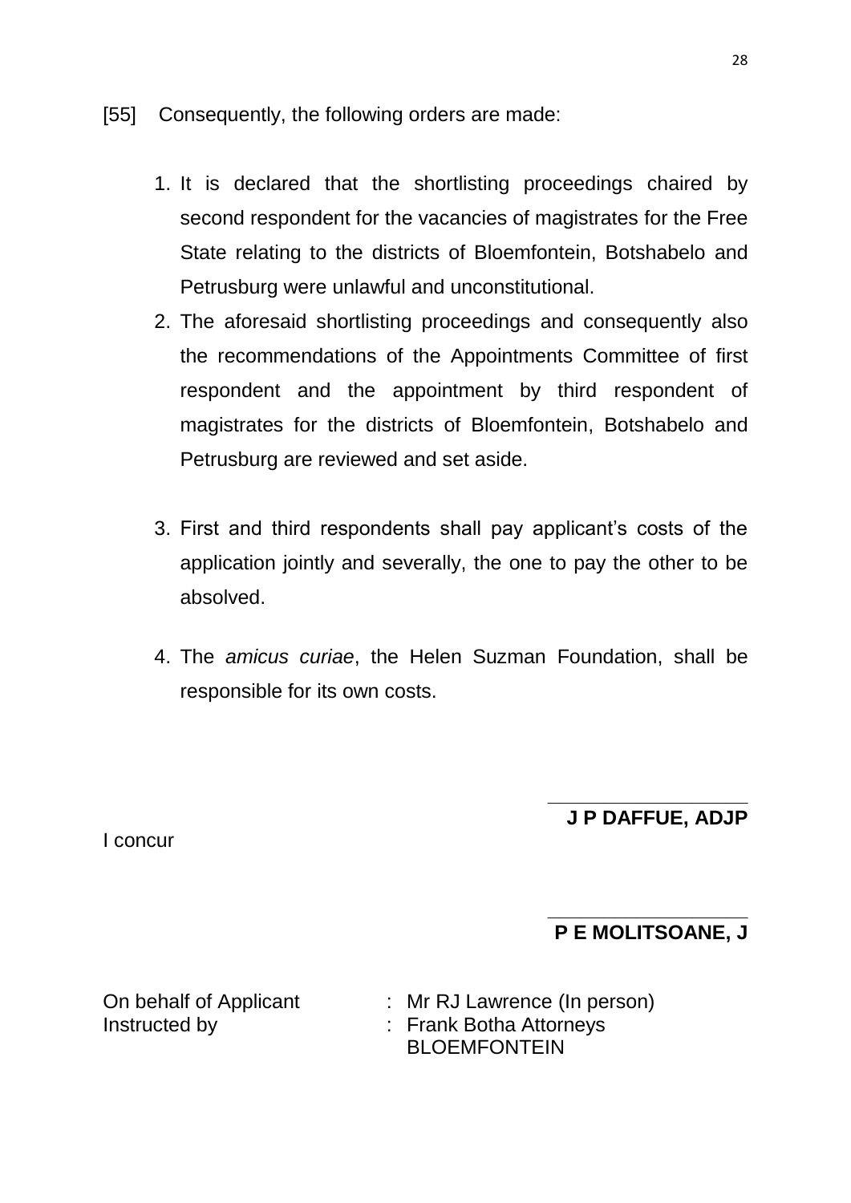[55] Consequently, the following orders are made:

1. It is declared that the shortlisting proceedings chaired by second respondent for the vacancies of magistrates for the Free State relating to the districts of Bloemfontein, Botshabelo and Petrusburg were unlawful and unconstitutional.
2. The aforesaid shortlisting proceedings and consequently also the recommendations of the Appointments Committee of first respondent and the appointment by third respondent of magistrates for the districts of Bloemfontein, Botshabelo and Petrusburg are reviewed and set aside.
3. First and third respondents shall pay applicant's costs of the application jointly and severally, the one to pay the other to be absolved.
4. The *amicus curiae*, the Helen Suzman Foundation, shall be responsible for its own costs.

\_\_\_\_\_\_\_\_\_\_\_\_\_\_\_\_\_\_\_\_

**J P DAFFUE, ADJP**

I concur

\_\_\_\_\_\_\_\_\_\_\_\_\_\_\_\_\_\_\_\_

**P E MOLITSOANE, J**

On behalf of Applicant : Mr RJ Lawrence (In person)
Instructed by : Frank Botha Attorneys
BLOEMFONTEIN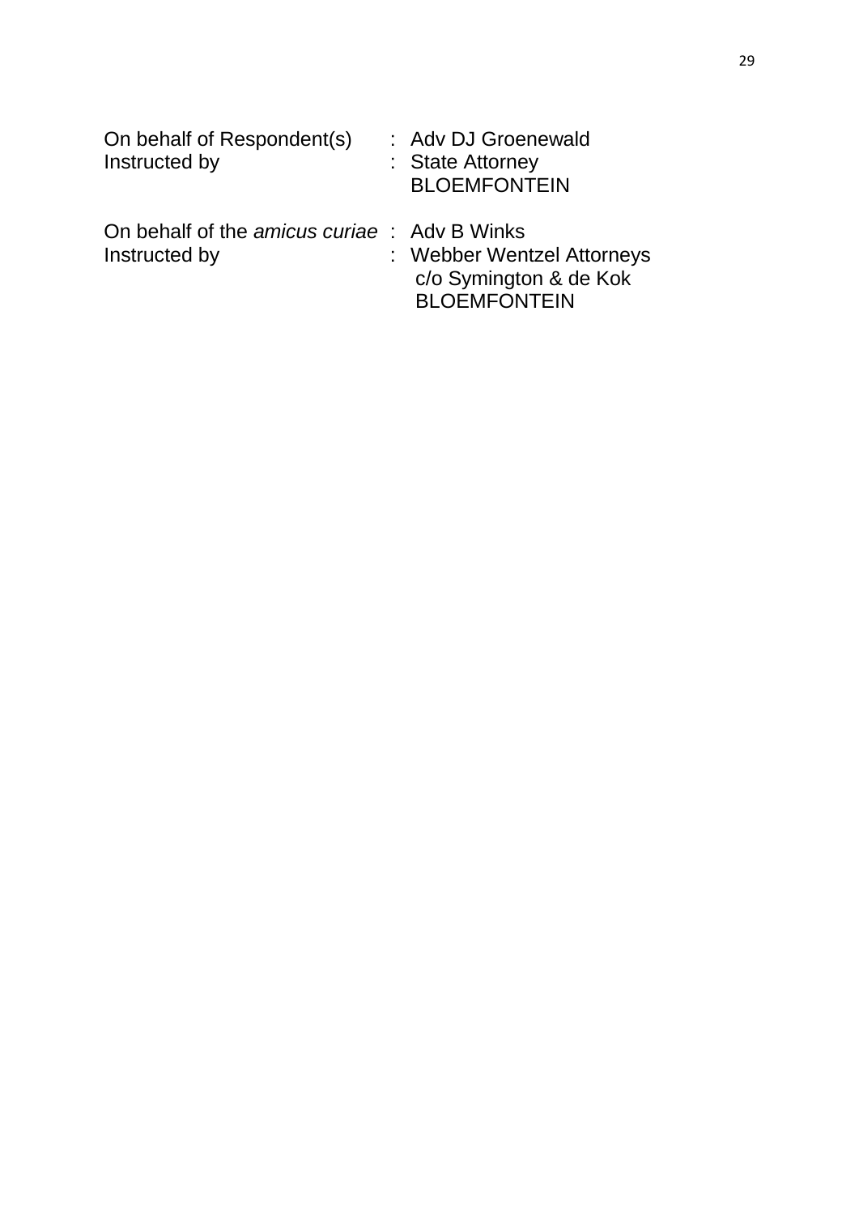| | | |
|---|---|---|
| On behalf of Respondent(s) | : | Adv DJ Groenewald |
| Instructed by | : | State Attorney<br>BLOEMFONTEIN |
| On behalf of the *amicus curiae* | : | Adv B Winks |
| Instructed by | : | Webber Wentzel Attorneys<br>c/o Symington & de Kok<br>BLOEMFONTEIN |